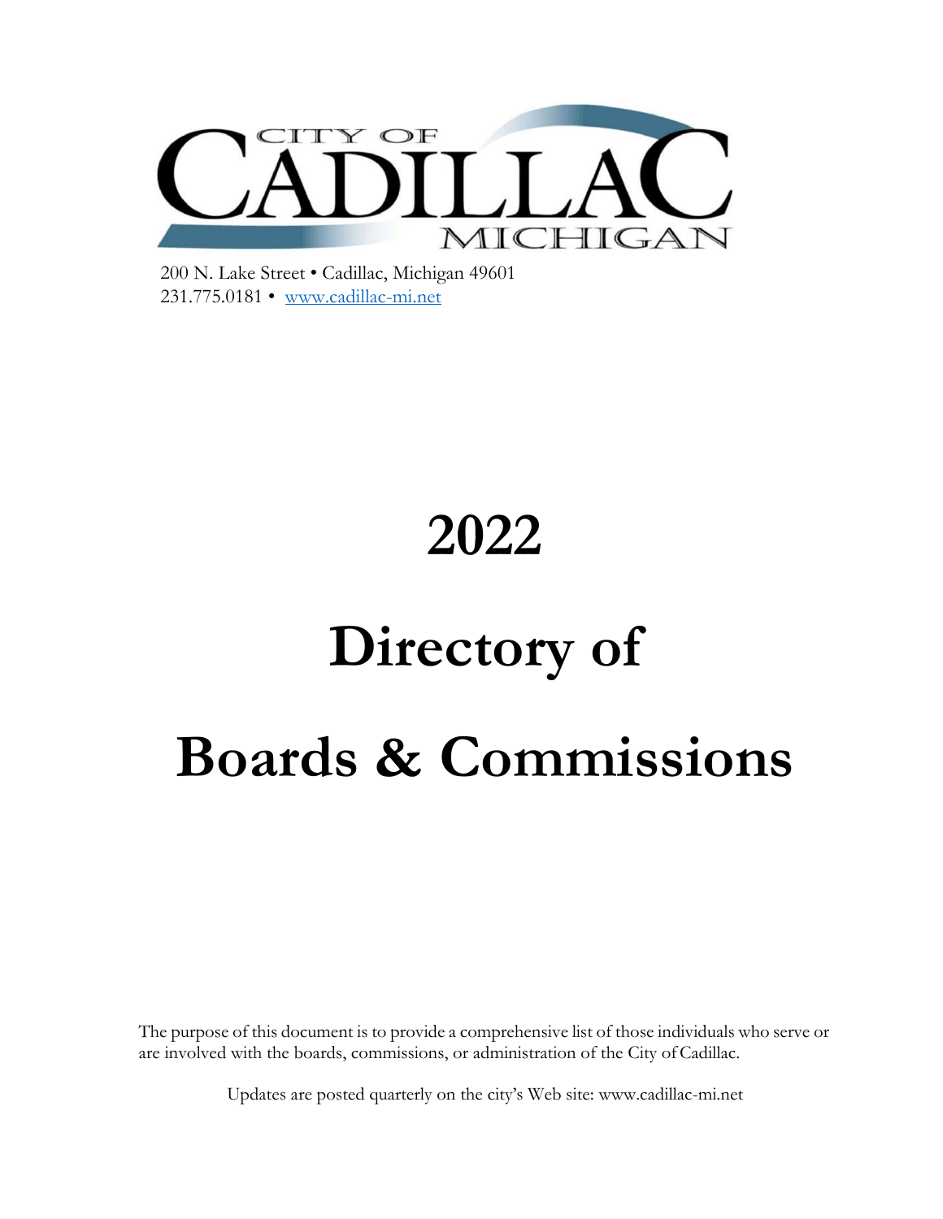CITY OF CADILLAC MICHIGAN

200 N. Lake Street • Cadillac, Michigan 49601
231.775.0181 • www.cadillac-mi.net

# 2022

# Directory of

# Boards & Commissions

The purpose of this document is to provide a comprehensive list of those individuals who serve or are involved with the boards, commissions, or administration of the City of Cadillac.

Updates are posted quarterly on the city's Web site: www.cadillac-mi.net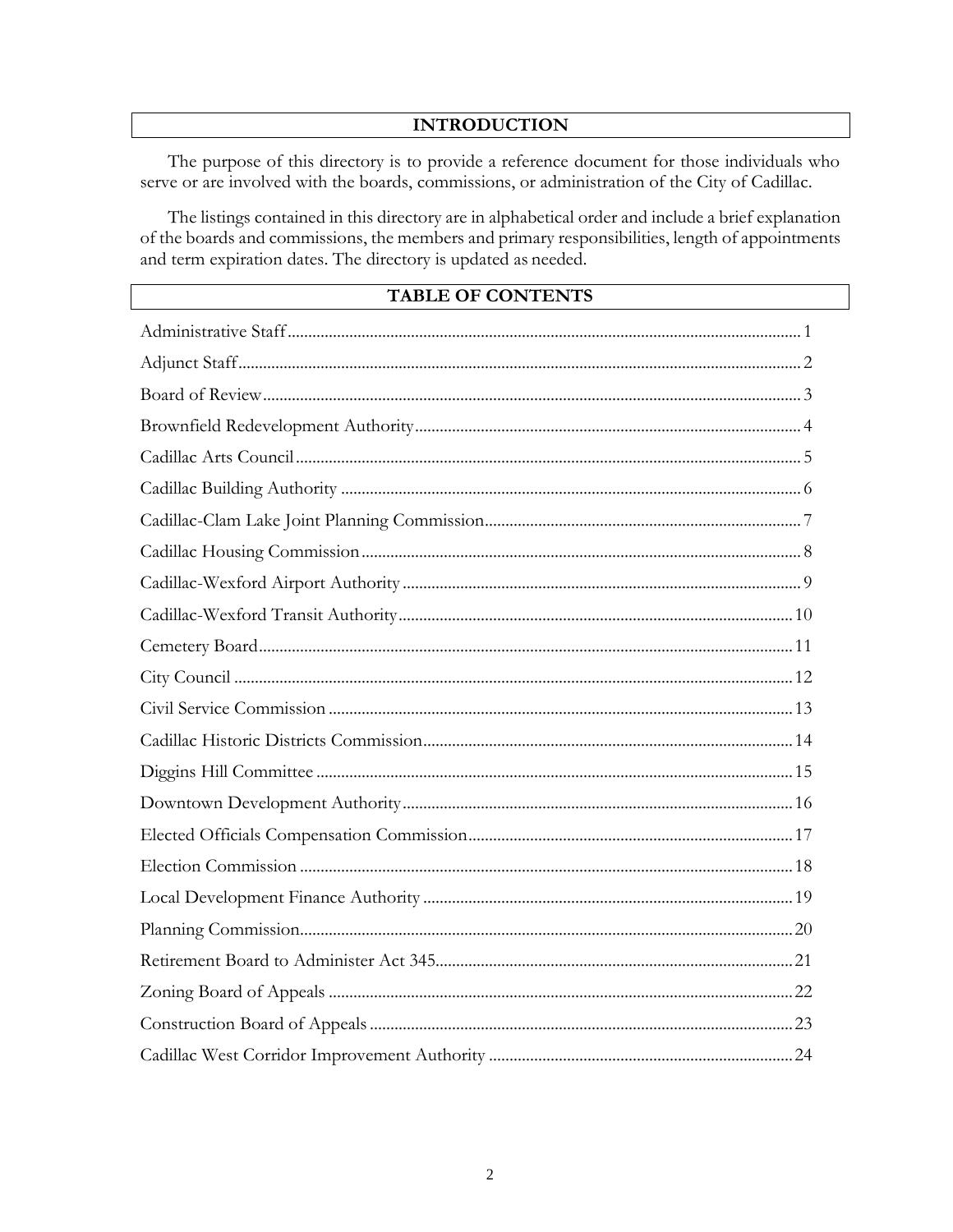## INTRODUCTION

The purpose of this directory is to provide a reference document for those individuals who serve or are involved with the boards, commissions, or administration of the City of Cadillac.

The listings contained in this directory are in alphabetical order and include a brief explanation of the boards and commissions, the members and primary responsibilities, length of appointments and term expiration dates. The directory is updated as needed.

## TABLE OF CONTENTS

| | |
|---|---|
| Administrative Staff | 1 |
| Adjunct Staff | 2 |
| Board of Review | 3 |
| Brownfield Redevelopment Authority | 4 |
| Cadillac Arts Council | 5 |
| Cadillac Building Authority | 6 |
| Cadillac-Clam Lake Joint Planning Commission | 7 |
| Cadillac Housing Commission | 8 |
| Cadillac-Wexford Airport Authority | 9 |
| Cadillac-Wexford Transit Authority | 10 |
| Cemetery Board | 11 |
| City Council | 12 |
| Civil Service Commission | 13 |
| Cadillac Historic Districts Commission | 14 |
| Diggins Hill Committee | 15 |
| Downtown Development Authority | 16 |
| Elected Officials Compensation Commission | 17 |
| Election Commission | 18 |
| Local Development Finance Authority | 19 |
| Planning Commission | 20 |
| Retirement Board to Administer Act 345 | 21 |
| Zoning Board of Appeals | 22 |
| Construction Board of Appeals | 23 |
| Cadillac West Corridor Improvement Authority | 24 |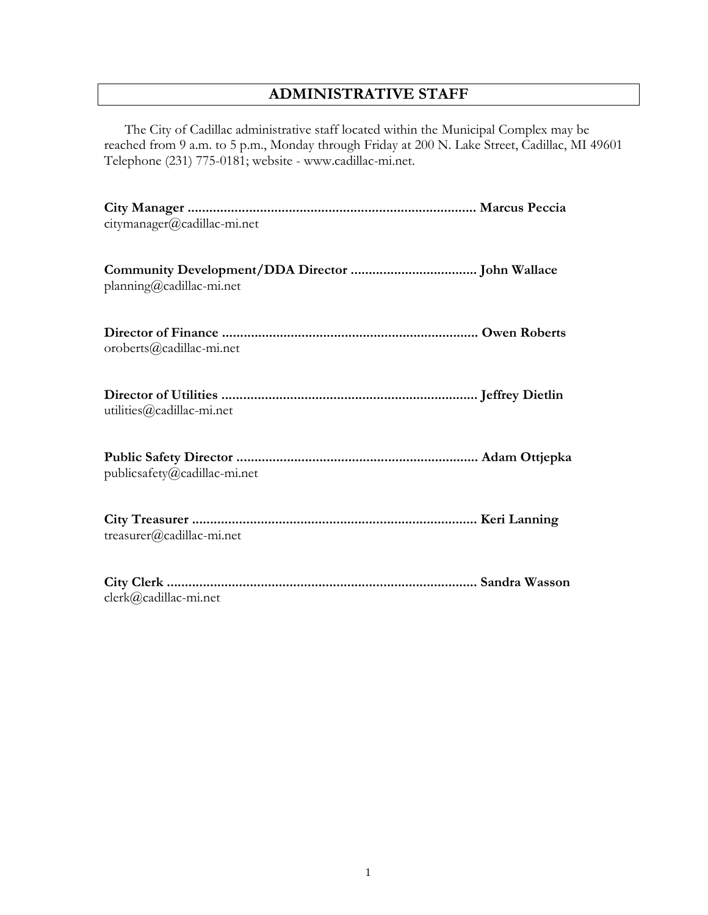# ADMINISTRATIVE STAFF

The City of Cadillac administrative staff located within the Municipal Complex may be reached from 9 a.m. to 5 p.m., Monday through Friday at 200 N. Lake Street, Cadillac, MI 49601 Telephone (231) 775-0181; website - www.cadillac-mi.net.

**City Manager ................................................................................ Marcus Peccia**
citymanager@cadillac-mi.net

**Community Development/DDA Director ................................... John Wallace**
planning@cadillac-mi.net

**Director of Finance ....................................................................... Owen Roberts**
oroberts@cadillac-mi.net

**Director of Utilities ....................................................................... Jeffrey Dietlin**
utilities@cadillac-mi.net

**Public Safety Director ................................................................... Adam Ottjepka**
publicsafety@cadillac-mi.net

**City Treasurer .............................................................................. Keri Lanning**
treasurer@cadillac-mi.net

**City Clerk ..................................................................................... Sandra Wasson**
clerk@cadillac-mi.net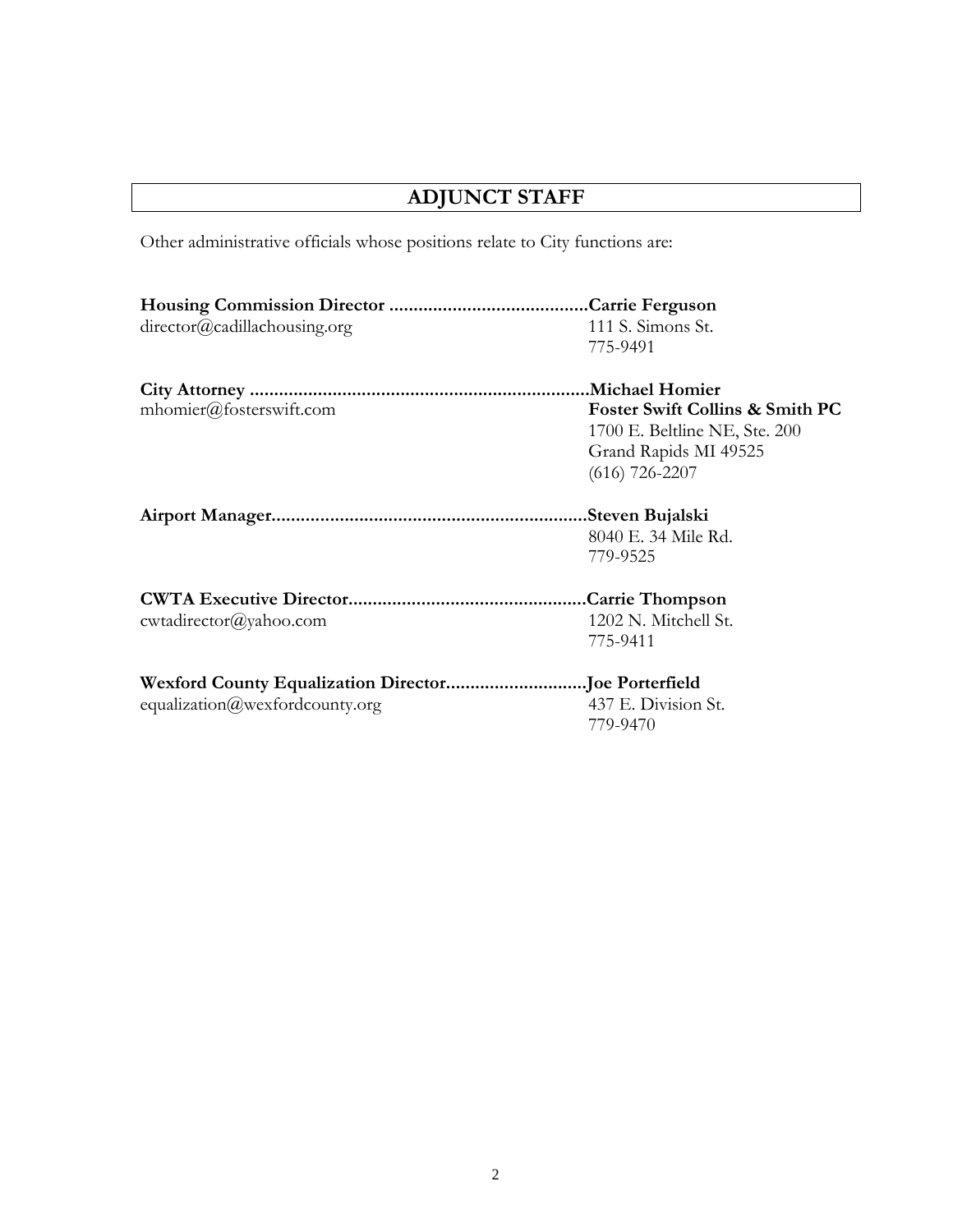## ADJUNCT STAFF

Other administrative officials whose positions relate to City functions are:

**Housing Commission Director .........................................Carrie Ferguson**
director@cadillachousing.org
111 S. Simons St.
775-9491

**City Attorney .....................................................................Michael Homier**
mhomier@fosterswift.com
**Foster Swift Collins & Smith PC**
1700 E. Beltline NE, Ste. 200
Grand Rapids MI 49525
(616) 726-2207

**Airport Manager................................................................Steven Bujalski**
8040 E. 34 Mile Rd.
779-9525

**CWTA Executive Director................................................Carrie Thompson**
cwtadirector@yahoo.com
1202 N. Mitchell St.
775-9411

**Wexford County Equalization Director............................Joe Porterfield**
equalization@wexfordcounty.org
437 E. Division St.
779-9470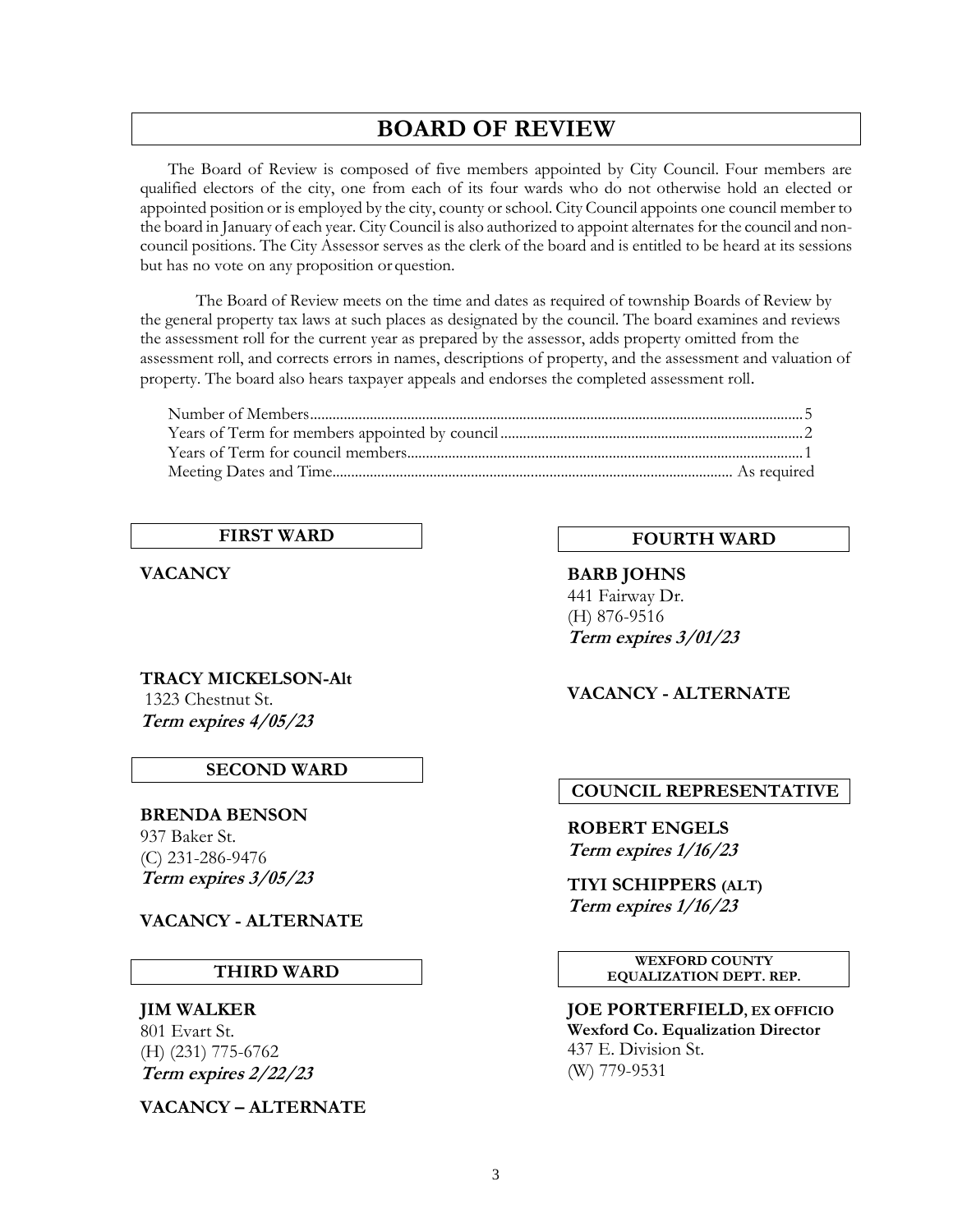# BOARD OF REVIEW

The Board of Review is composed of five members appointed by City Council. Four members are qualified electors of the city, one from each of its four wards who do not otherwise hold an elected or appointed position or is employed by the city, county or school. City Council appoints one council member to the board in January of each year. City Council is also authorized to appoint alternates for the council and non-council positions. The City Assessor serves as the clerk of the board and is entitled to be heard at its sessions but has no vote on any proposition or question.

The Board of Review meets on the time and dates as required of township Boards of Review by the general property tax laws at such places as designated by the council. The board examines and reviews the assessment roll for the current year as prepared by the assessor, adds property omitted from the assessment roll, and corrects errors in names, descriptions of property, and the assessment and valuation of property. The board also hears taxpayer appeals and endorses the completed assessment roll.

Number of Members.......................................................5
Years of Term for members appointed by council.......................................................2
Years of Term for council members.......................................................1
Meeting Dates and Time....................................................... As required

### FIRST WARD

**VACANCY**

**TRACY MICKELSON-Alt**
1323 Chestnut St.
***Term expires 4/05/23***

### SECOND WARD

**BRENDA BENSON**
937 Baker St.
(C) 231-286-9476
***Term expires 3/05/23***

**VACANCY - ALTERNATE**

### THIRD WARD

**JIM WALKER**
801 Evart St.
(H) (231) 775-6762
***Term expires 2/22/23***

**VACANCY – ALTERNATE**

### FOURTH WARD

**BARB JOHNS**
441 Fairway Dr.
(H) 876-9516
***Term expires 3/01/23***

**VACANCY - ALTERNATE**

### COUNCIL REPRESENTATIVE

**ROBERT ENGELS**
***Term expires 1/16/23***

**TIYI SCHIPPERS (ALT)**
***Term expires 1/16/23***

### WEXFORD COUNTY EQUALIZATION DEPT. REP.

**JOE PORTERFIELD, EX OFFICIO**
**Wexford Co. Equalization Director**
437 E. Division St.
(W) 779-9531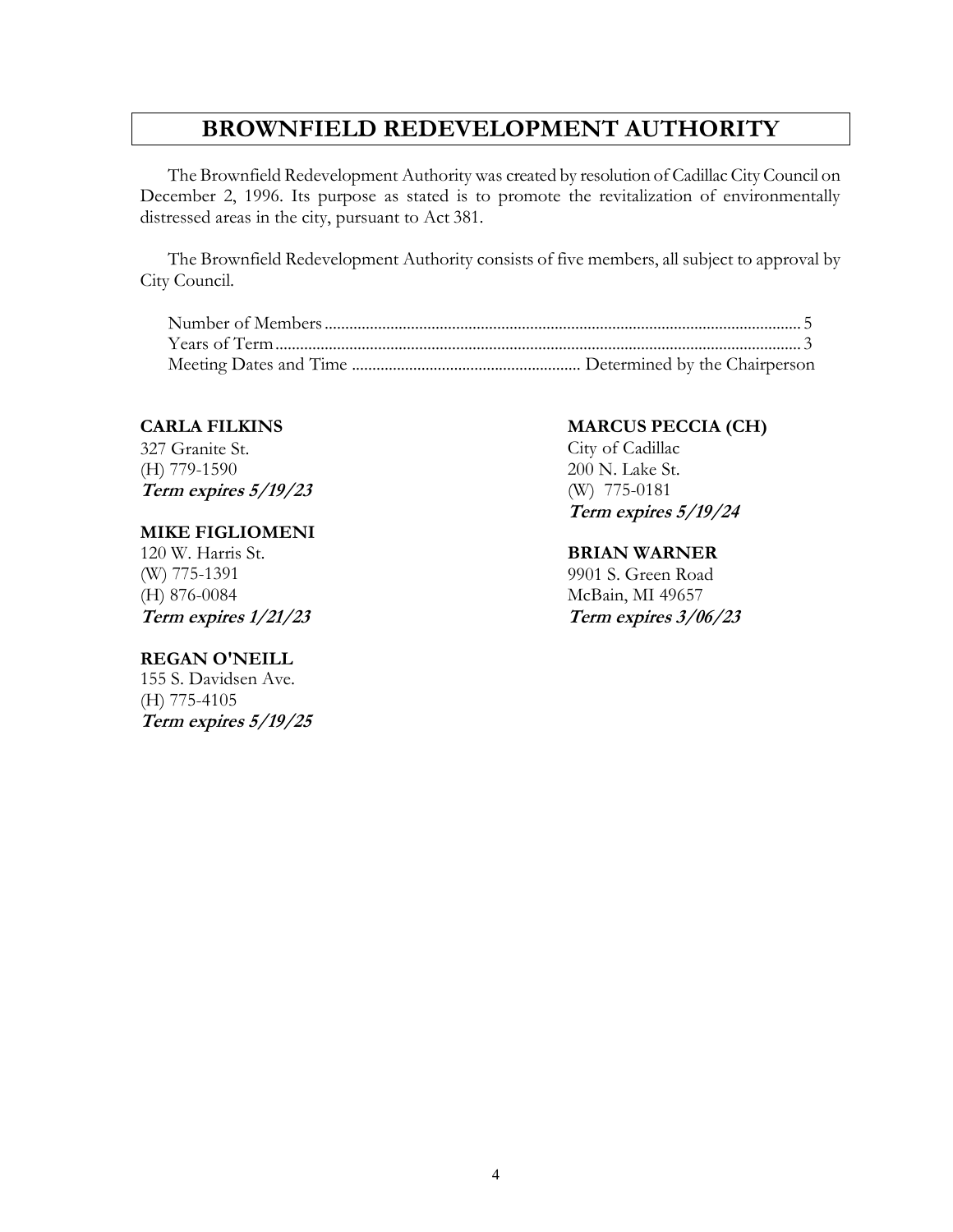# BROWNFIELD REDEVELOPMENT AUTHORITY

The Brownfield Redevelopment Authority was created by resolution of Cadillac City Council on December 2, 1996. Its purpose as stated is to promote the revitalization of environmentally distressed areas in the city, pursuant to Act 381.

The Brownfield Redevelopment Authority consists of five members, all subject to approval by City Council.

Number of Members .................................................................................................. 5
Years of Term .......................................................................................................... 3
Meeting Dates and Time ........................................................ Determined by the Chairperson

**CARLA FILKINS**
327 Granite St.
(H) 779-1590
***Term expires 5/19/23***

**MIKE FIGLIOMENI**
120 W. Harris St.
(W) 775-1391
(H) 876-0084
***Term expires 1/21/23***

**REGAN O'NEILL**
155 S. Davidsen Ave.
(H) 775-4105
***Term expires 5/19/25***

**MARCUS PECCIA (CH)**
City of Cadillac
200 N. Lake St.
(W) 775-0181
***Term expires 5/19/24***

**BRIAN WARNER**
9901 S. Green Road
McBain, MI 49657
***Term expires 3/06/23***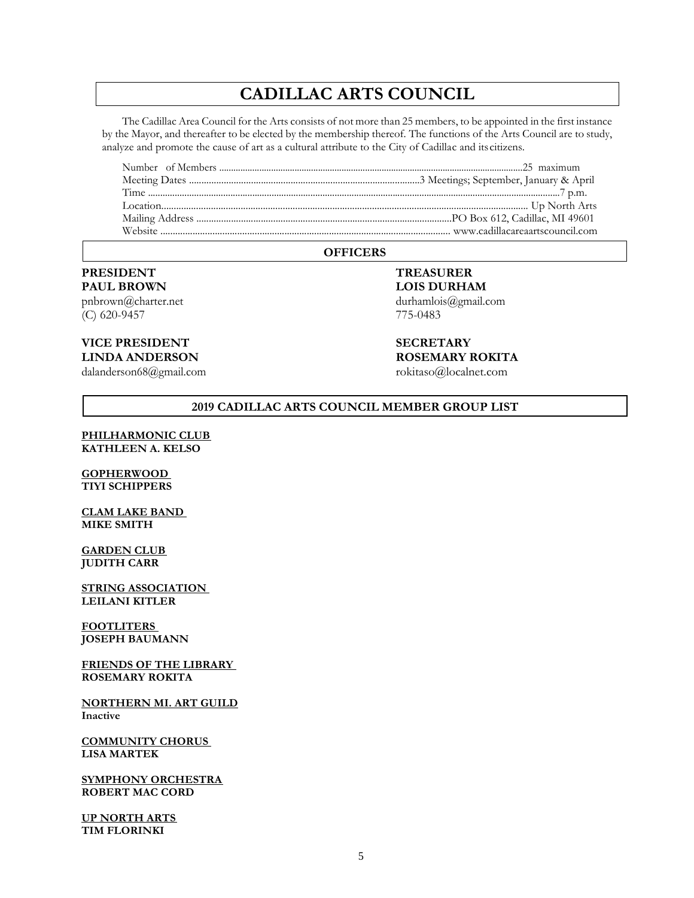# CADILLAC ARTS COUNCIL

The Cadillac Area Council for the Arts consists of not more than 25 members, to be appointed in the first instance by the Mayor, and thereafter to be elected by the membership thereof. The functions of the Arts Council are to study, analyze and promote the cause of art as a cultural attribute to the City of Cadillac and its citizens.

| | |
|---|---|
| Number of Members | 25 maximum |
| Meeting Dates | 3 Meetings; September, January & April |
| Time | 7 p.m. |
| Location | Up North Arts |
| Mailing Address | PO Box 612, Cadillac, MI 49601 |
| Website | www.cadillacareaartscouncil.com |

## OFFICERS

**PRESIDENT**
**PAUL BROWN**
pnbrown@charter.net
(C) 620-9457

**VICE PRESIDENT**
**LINDA ANDERSON**
dalanderson68@gmail.com

**TREASURER**
**LOIS DURHAM**
durhamlois@gmail.com
775-0483

**SECRETARY**
**ROSEMARY ROKITA**
rokitaso@localnet.com

## 2019 CADILLAC ARTS COUNCIL MEMBER GROUP LIST

**PHILHARMONIC CLUB**
**KATHLEEN A. KELSO**

**GOPHERWOOD**
**TIYI SCHIPPERS**

**CLAM LAKE BAND**
**MIKE SMITH**

**GARDEN CLUB**
**JUDITH CARR**

**STRING ASSOCIATION**
**LEILANI KITLER**

**FOOTLITERS**
**JOSEPH BAUMANN**

**FRIENDS OF THE LIBRARY**
**ROSEMARY ROKITA**

**NORTHERN MI. ART GUILD**
**Inactive**

**COMMUNITY CHORUS**
**LISA MARTEK**

**SYMPHONY ORCHESTRA**
**ROBERT MAC CORD**

**UP NORTH ARTS**
**TIM FLORINKI**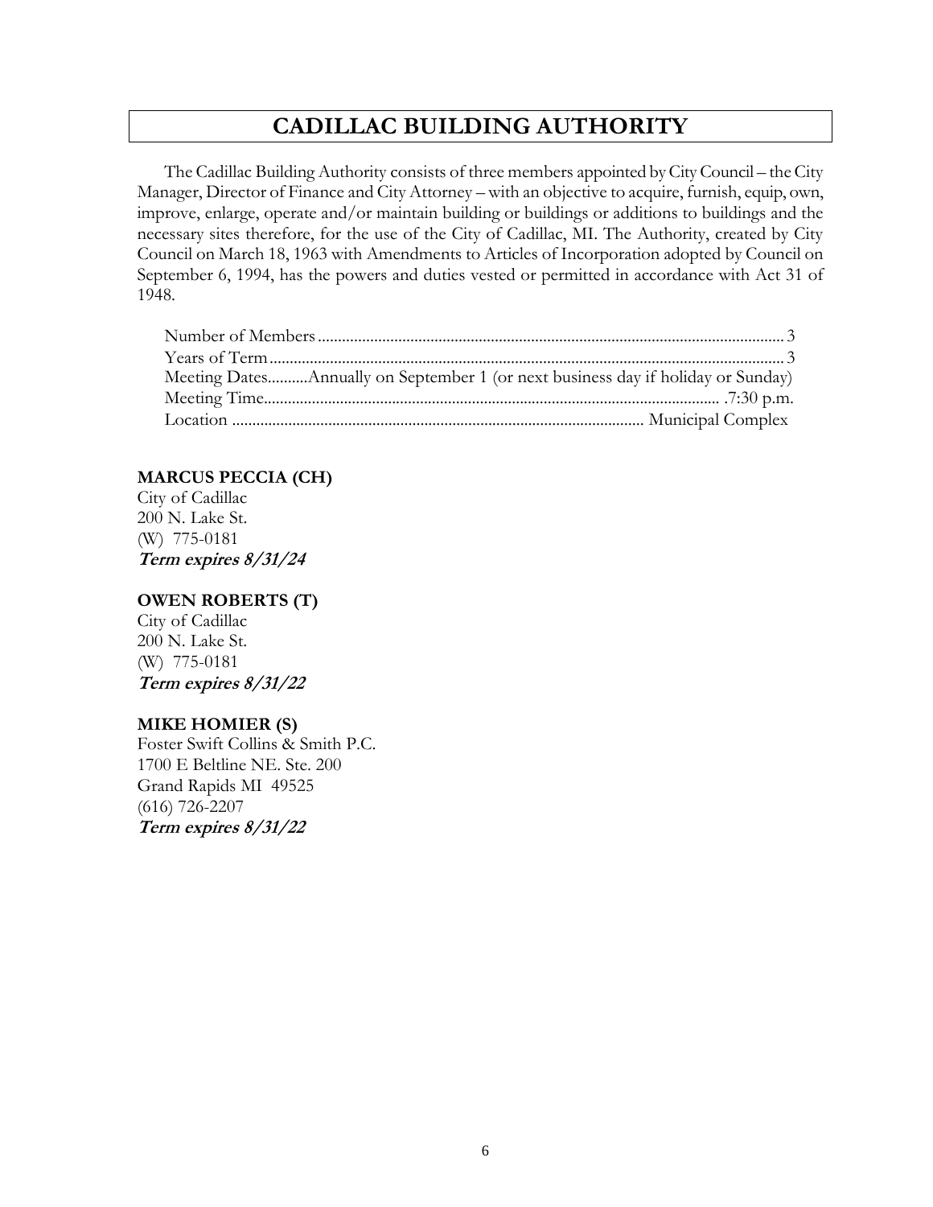# CADILLAC BUILDING AUTHORITY

The Cadillac Building Authority consists of three members appointed by City Council – the City Manager, Director of Finance and City Attorney – with an objective to acquire, furnish, equip, own, improve, enlarge, operate and/or maintain building or buildings or additions to buildings and the necessary sites therefore, for the use of the City of Cadillac, MI. The Authority, created by City Council on March 18, 1963 with Amendments to Articles of Incorporation adopted by Council on September 6, 1994, has the powers and duties vested or permitted in accordance with Act 31 of 1948.

Number of Members........................................................................................................ 3
Years of Term.................................................................................................................. 3
Meeting Dates..........Annually on September 1 (or next business day if holiday or Sunday)
Meeting Time................................................................................................ .7:30 p.m.
Location ..................................................................................... Municipal Complex

**MARCUS PECCIA (CH)**
City of Cadillac
200 N. Lake St.
(W) 775-0181
***Term expires 8/31/24***

**OWEN ROBERTS (T)**
City of Cadillac
200 N. Lake St.
(W) 775-0181
***Term expires 8/31/22***

**MIKE HOMIER (S)**
Foster Swift Collins & Smith P.C.
1700 E Beltline NE. Ste. 200
Grand Rapids MI 49525
(616) 726-2207
***Term expires 8/31/22***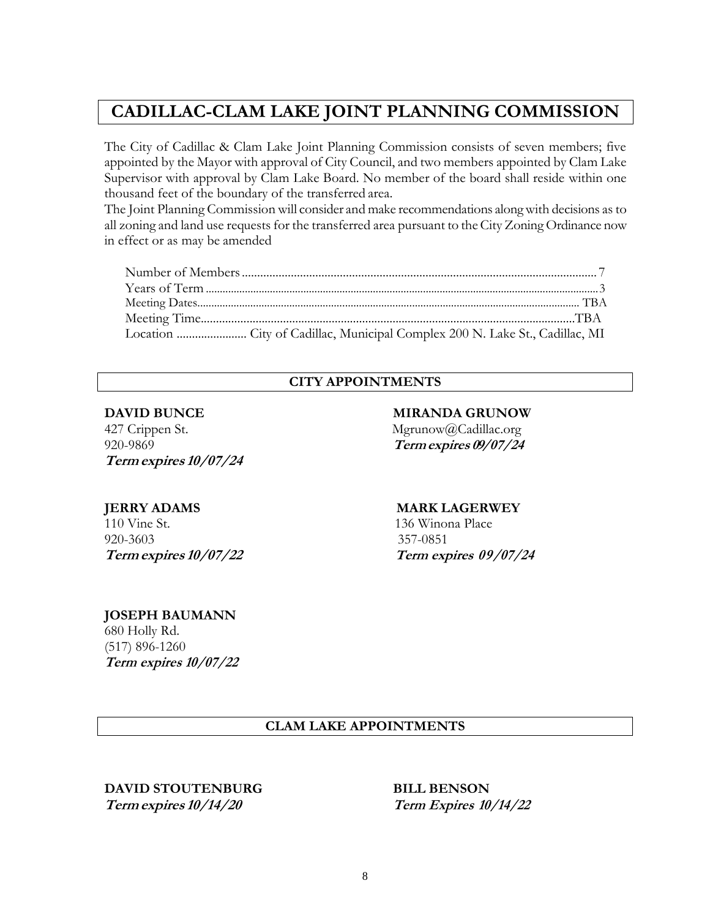# CADILLAC-CLAM LAKE JOINT PLANNING COMMISSION

The City of Cadillac & Clam Lake Joint Planning Commission consists of seven members; five appointed by the Mayor with approval of City Council, and two members appointed by Clam Lake Supervisor with approval by Clam Lake Board. No member of the board shall reside within one thousand feet of the boundary of the transferred area.

The Joint Planning Commission will consider and make recommendations along with decisions as to all zoning and land use requests for the transferred area pursuant to the City Zoning Ordinance now in effect or as may be amended

Number of Members .................................................................................................................. 7
Years of Term .......................................................................................................................... 3
Meeting Dates.......................................................................................................................... TBA
Meeting Time........................................................................................................................... TBA
Location ....................... City of Cadillac, Municipal Complex 200 N. Lake St., Cadillac, MI

## CITY APPOINTMENTS

**DAVID BUNCE**
427 Crippen St.
920-9869
***Term expires 10/07/24***

**MIRANDA GRUNOW**
Mgrunow@Cadillac.org
***Term expires 09/07/24***

**JERRY ADAMS**
110 Vine St.
920-3603
***Term expires 10/07/22***

**MARK LAGERWEY**
136 Winona Place
357-0851
***Term expires 09/07/24***

**JOSEPH BAUMANN**
680 Holly Rd.
(517) 896-1260
***Term expires 10/07/22***

## CLAM LAKE APPOINTMENTS

**DAVID STOUTENBURG**
***Term expires 10/14/20***

**BILL BENSON**
***Term Expires 10/14/22***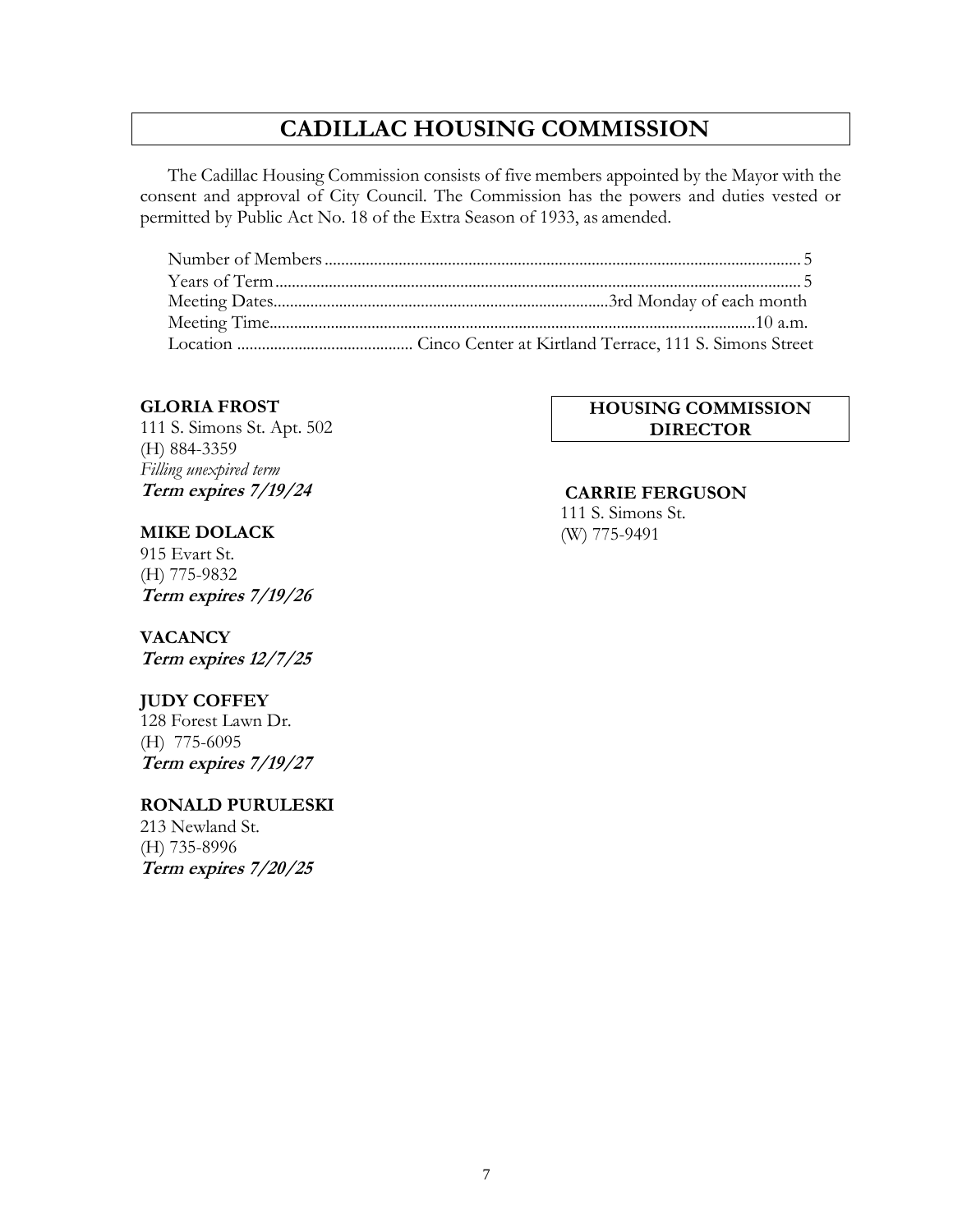# CADILLAC HOUSING COMMISSION

The Cadillac Housing Commission consists of five members appointed by the Mayor with the consent and approval of City Council. The Commission has the powers and duties vested or permitted by Public Act No. 18 of the Extra Season of 1933, as amended.

Number of Members .................................................. 5
Years of Term .................................................. 5
Meeting Dates .................................................. 3rd Monday of each month
Meeting Time .................................................. 10 a.m.
Location .................................................. Cinco Center at Kirtland Terrace, 111 S. Simons Street

**GLORIA FROST**
111 S. Simons St. Apt. 502
(H) 884-3359
*Filling unexpired term*
***Term expires 7/19/24***

**MIKE DOLACK**
915 Evart St.
(H) 775-9832
***Term expires 7/19/26***

**VACANCY**
***Term expires 12/7/25***

**JUDY COFFEY**
128 Forest Lawn Dr.
(H) 775-6095
***Term expires 7/19/27***

**RONALD PURULESKI**
213 Newland St.
(H) 735-8996
***Term expires 7/20/25***

## HOUSING COMMISSION DIRECTOR

**CARRIE FERGUSON**
111 S. Simons St.
(W) 775-9491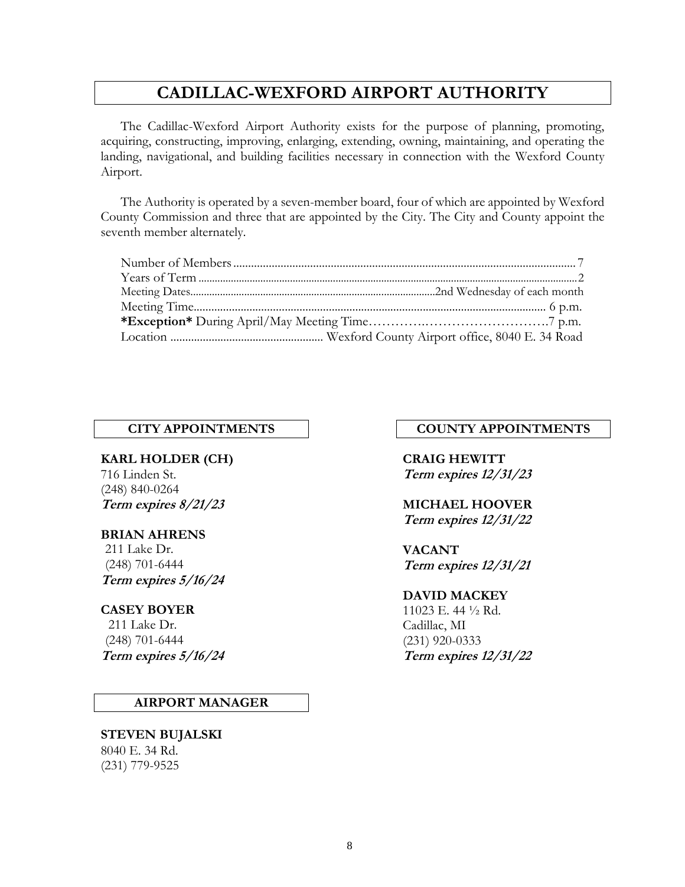# CADILLAC-WEXFORD AIRPORT AUTHORITY

The Cadillac-Wexford Airport Authority exists for the purpose of planning, promoting, acquiring, constructing, improving, enlarging, extending, owning, maintaining, and operating the landing, navigational, and building facilities necessary in connection with the Wexford County Airport.

The Authority is operated by a seven-member board, four of which are appointed by Wexford County Commission and three that are appointed by the City. The City and County appoint the seventh member alternately.

Number of Members .................................................................................................................. 7
Years of Term ..............................................................................................................................2
Meeting Dates..........................................................................................2nd Wednesday of each month
Meeting Time....................................................................................................................... 6 p.m.
**\*Exception\*** During April/May Meeting Time……………………………………….7 p.m.
Location .................................................... Wexford County Airport office, 8040 E. 34 Road

## CITY APPOINTMENTS

**KARL HOLDER (CH)**
716 Linden St.
(248) 840-0264
***Term expires 8/21/23***

**BRIAN AHRENS**
211 Lake Dr.
(248) 701-6444
***Term expires 5/16/24***

**CASEY BOYER**
211 Lake Dr.
(248) 701-6444
***Term expires 5/16/24***

## AIRPORT MANAGER

**STEVEN BUJALSKI**
8040 E. 34 Rd.
(231) 779-9525

## COUNTY APPOINTMENTS

**CRAIG HEWITT**
***Term expires 12/31/23***

**MICHAEL HOOVER**
***Term expires 12/31/22***

**VACANT**
***Term expires 12/31/21***

**DAVID MACKEY**
11023 E. 44 ½ Rd.
Cadillac, MI
(231) 920-0333
***Term expires 12/31/22***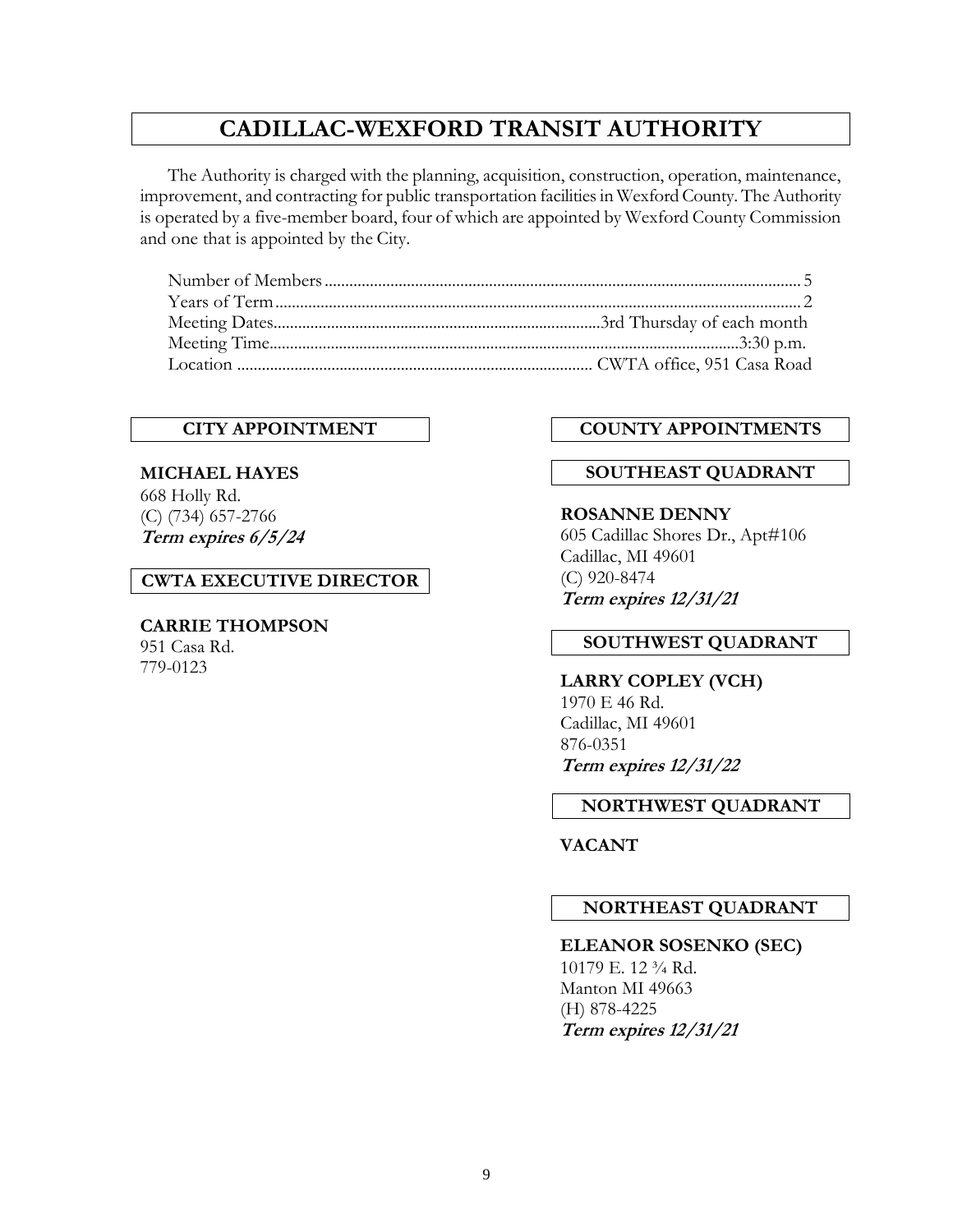# CADILLAC-WEXFORD TRANSIT AUTHORITY

The Authority is charged with the planning, acquisition, construction, operation, maintenance, improvement, and contracting for public transportation facilities in Wexford County. The Authority is operated by a five-member board, four of which are appointed by Wexford County Commission and one that is appointed by the City.

Number of Members .......... 5
Years of Term .......... 2
Meeting Dates .......... 3rd Thursday of each month
Meeting Time .......... 3:30 p.m.
Location .......... CWTA office, 951 Casa Road

## CITY APPOINTMENT

**MICHAEL HAYES**
668 Holly Rd.
(C) (734) 657-2766
***Term expires 6/5/24***

## CWTA EXECUTIVE DIRECTOR

**CARRIE THOMPSON**
951 Casa Rd.
779-0123

## COUNTY APPOINTMENTS

### SOUTHEAST QUADRANT

**ROSANNE DENNY**
605 Cadillac Shores Dr., Apt#106
Cadillac, MI 49601
(C) 920-8474
***Term expires 12/31/21***

### SOUTHWEST QUADRANT

**LARRY COPLEY (VCH)**
1970 E 46 Rd.
Cadillac, MI 49601
876-0351
***Term expires 12/31/22***

### NORTHWEST QUADRANT

**VACANT**

### NORTHEAST QUADRANT

**ELEANOR SOSENKO (SEC)**
10179 E. 12 ¾ Rd.
Manton MI 49663
(H) 878-4225
***Term expires 12/31/21***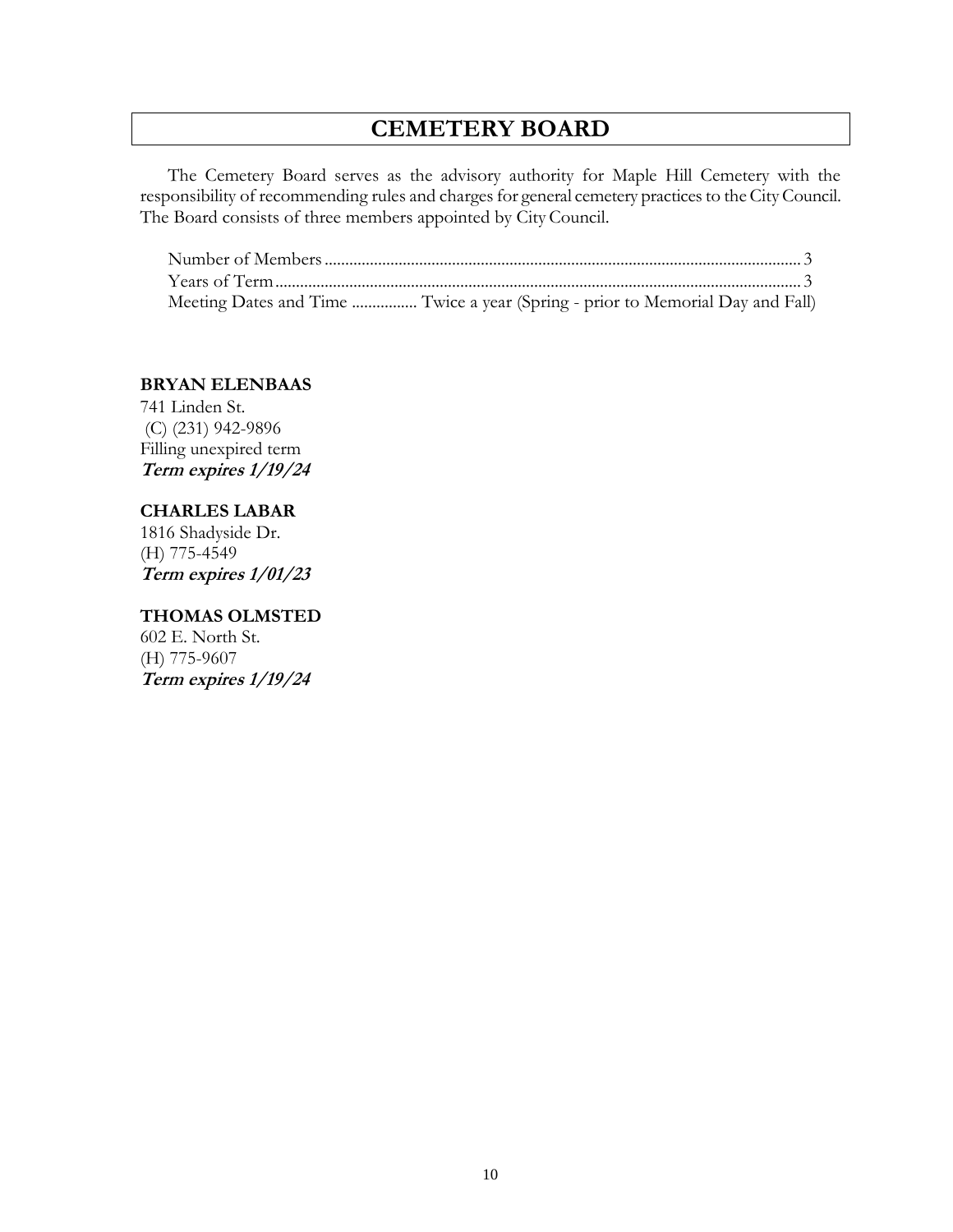# CEMETERY BOARD

The Cemetery Board serves as the advisory authority for Maple Hill Cemetery with the responsibility of recommending rules and charges for general cemetery practices to the City Council. The Board consists of three members appointed by City Council.

Number of Members .................................................................................................................. 3
Years of Term.............................................................................................................................. 3
Meeting Dates and Time ................ Twice a year (Spring - prior to Memorial Day and Fall)

**BRYAN ELENBAAS**
741 Linden St.
(C) (231) 942-9896
Filling unexpired term
***Term expires 1/19/24***

**CHARLES LABAR**
1816 Shadyside Dr.
(H) 775-4549
***Term expires 1/01/23***

**THOMAS OLMSTED**
602 E. North St.
(H) 775-9607
***Term expires 1/19/24***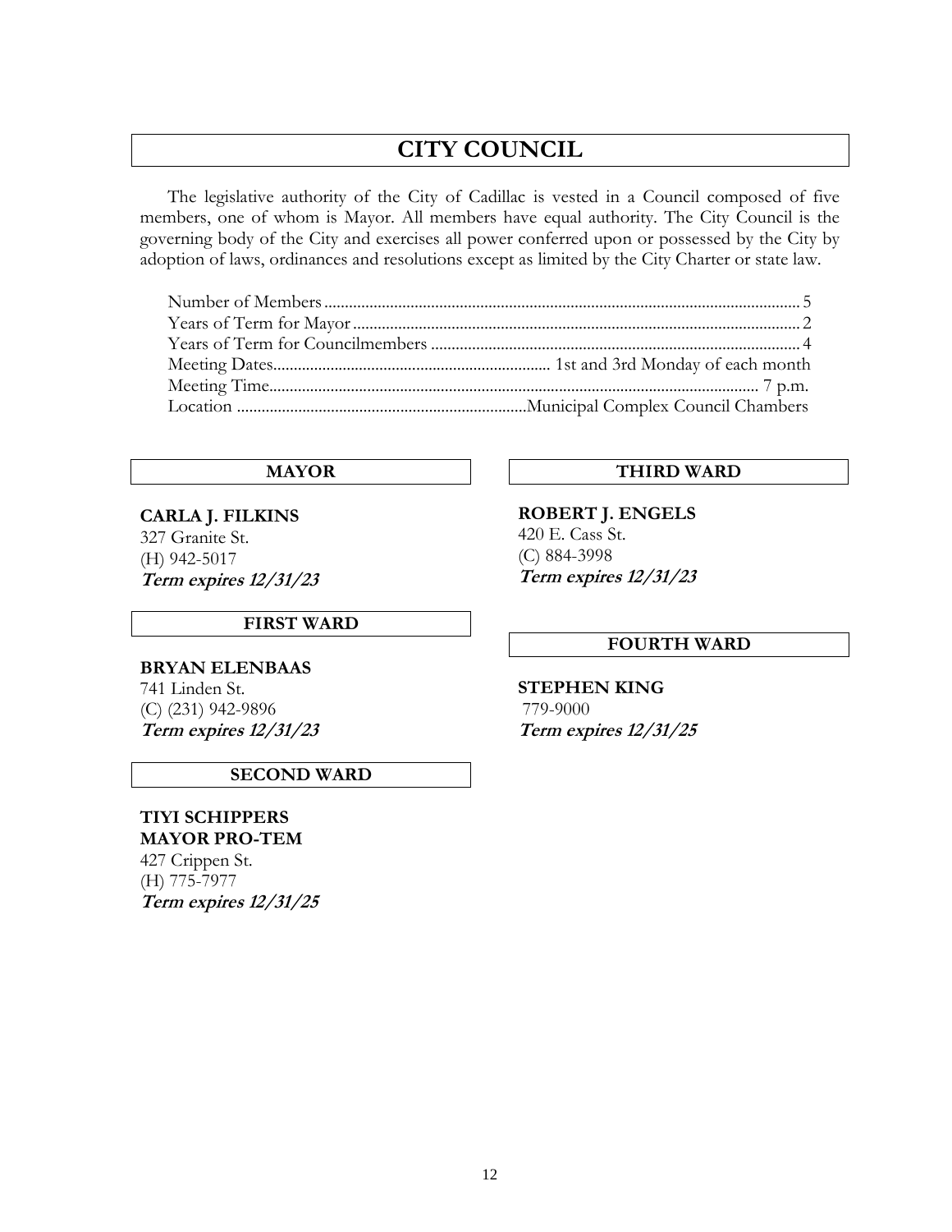# CITY COUNCIL

The legislative authority of the City of Cadillac is vested in a Council composed of five members, one of whom is Mayor. All members have equal authority. The City Council is the governing body of the City and exercises all power conferred upon or possessed by the City by adoption of laws, ordinances and resolutions except as limited by the City Charter or state law.

| | |
|---|---|
| Number of Members | 5 |
| Years of Term for Mayor | 2 |
| Years of Term for Councilmembers | 4 |
| Meeting Dates | 1st and 3rd Monday of each month |
| Meeting Time | 7 p.m. |
| Location | Municipal Complex Council Chambers |

### MAYOR

**CARLA J. FILKINS**
327 Granite St.
(H) 942-5017
***Term expires 12/31/23***

### FIRST WARD

**BRYAN ELENBAAS**
741 Linden St.
(C) (231) 942-9896
***Term expires 12/31/23***

### SECOND WARD

**TIYI SCHIPPERS**
**MAYOR PRO-TEM**
427 Crippen St.
(H) 775-7977
***Term expires 12/31/25***

### THIRD WARD

**ROBERT J. ENGELS**
420 E. Cass St.
(C) 884-3998
***Term expires 12/31/23***

### FOURTH WARD

**STEPHEN KING**
779-9000
***Term expires 12/31/25***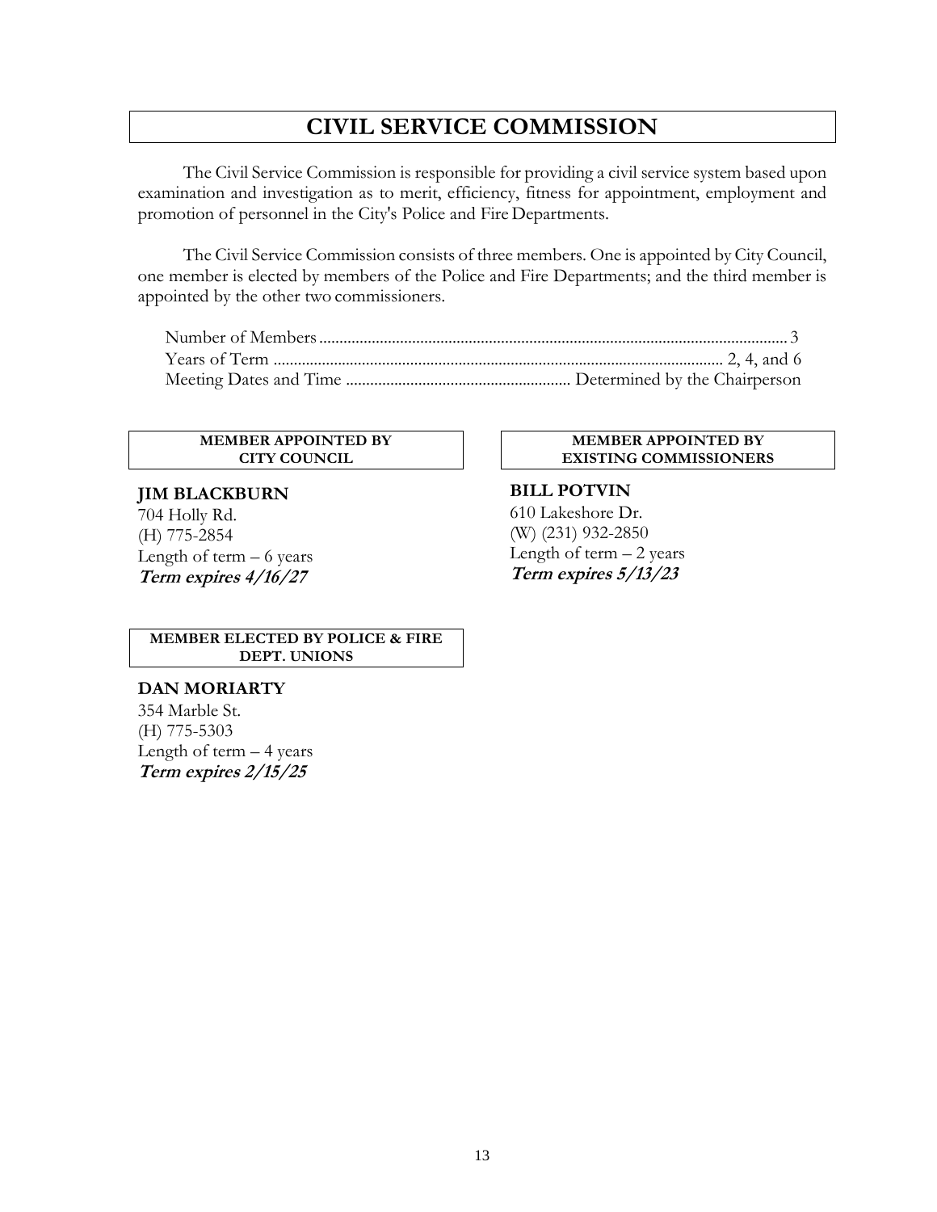# CIVIL SERVICE COMMISSION

The Civil Service Commission is responsible for providing a civil service system based upon examination and investigation as to merit, efficiency, fitness for appointment, employment and promotion of personnel in the City's Police and Fire Departments.

The Civil Service Commission consists of three members. One is appointed by City Council, one member is elected by members of the Police and Fire Departments; and the third member is appointed by the other two commissioners.

Number of Members .................................................. 3
Years of Term .................................................. 2, 4, and 6
Meeting Dates and Time .................................................. Determined by the Chairperson

### MEMBER APPOINTED BY CITY COUNCIL

**JIM BLACKBURN**
704 Holly Rd.
(H) 775-2854
Length of term – 6 years
***Term expires 4/16/27***

### MEMBER ELECTED BY POLICE & FIRE DEPT. UNIONS

**DAN MORIARTY**
354 Marble St.
(H) 775-5303
Length of term – 4 years
***Term expires 2/15/25***

### MEMBER APPOINTED BY EXISTING COMMISSIONERS

**BILL POTVIN**
610 Lakeshore Dr.
(W) (231) 932-2850
Length of term – 2 years
***Term expires 5/13/23***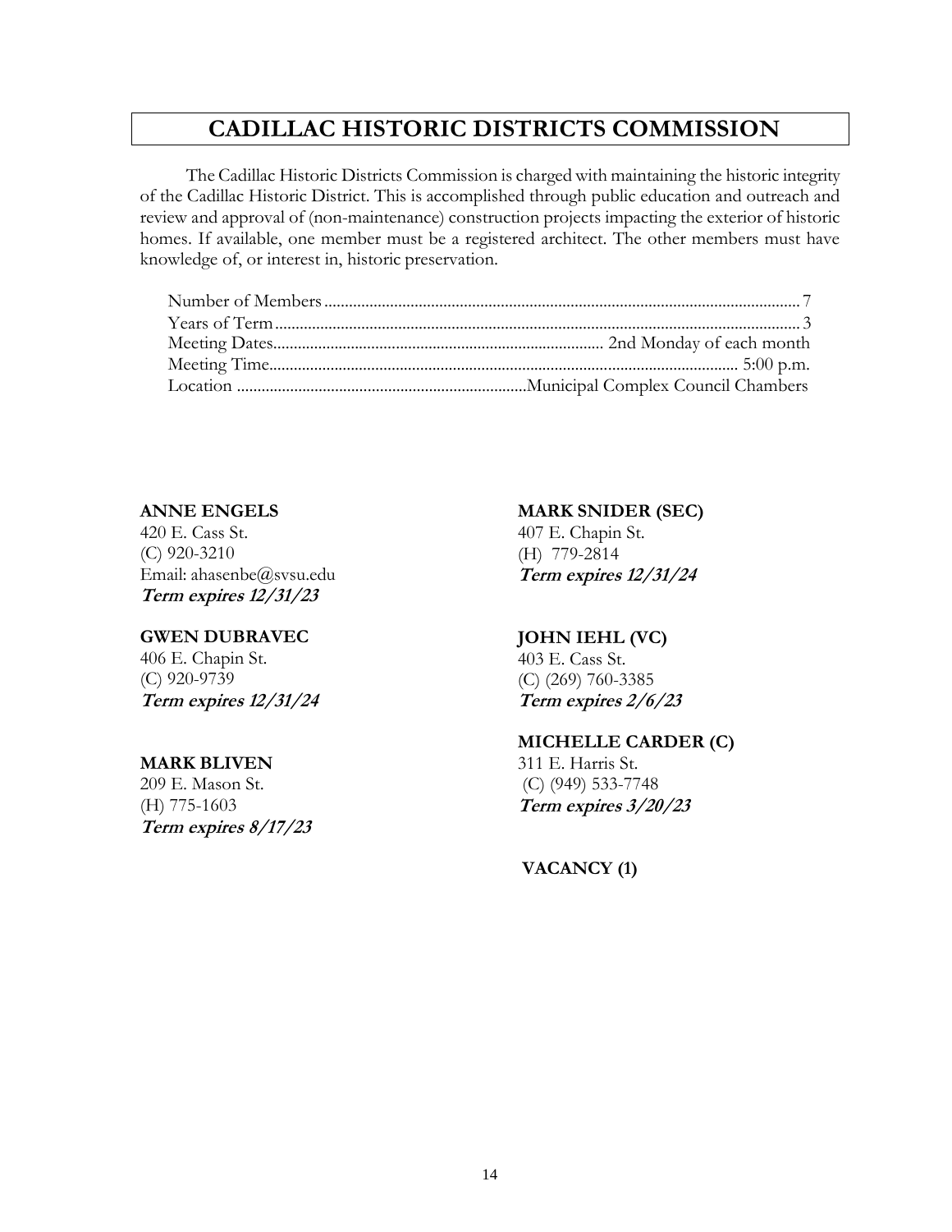# CADILLAC HISTORIC DISTRICTS COMMISSION

The Cadillac Historic Districts Commission is charged with maintaining the historic integrity of the Cadillac Historic District. This is accomplished through public education and outreach and review and approval of (non-maintenance) construction projects impacting the exterior of historic homes. If available, one member must be a registered architect. The other members must have knowledge of, or interest in, historic preservation.

| | |
|---|---|
| Number of Members | 7 |
| Years of Term | 3 |
| Meeting Dates | 2nd Monday of each month |
| Meeting Time | 5:00 p.m. |
| Location | Municipal Complex Council Chambers |

**ANNE ENGELS**
420 E. Cass St.
(C) 920-3210
Email: ahasenbe@svsu.edu
***Term expires 12/31/23***

**GWEN DUBRAVEC**
406 E. Chapin St.
(C) 920-9739
***Term expires 12/31/24***

**MARK BLIVEN**
209 E. Mason St.
(H) 775-1603
***Term expires 8/17/23***

**MARK SNIDER (SEC)**
407 E. Chapin St.
(H) 779-2814
***Term expires 12/31/24***

**JOHN IEHL (VC)**
403 E. Cass St.
(C) (269) 760-3385
***Term expires 2/6/23***

**MICHELLE CARDER (C)**
311 E. Harris St.
(C) (949) 533-7748
***Term expires 3/20/23***

**VACANCY (1)**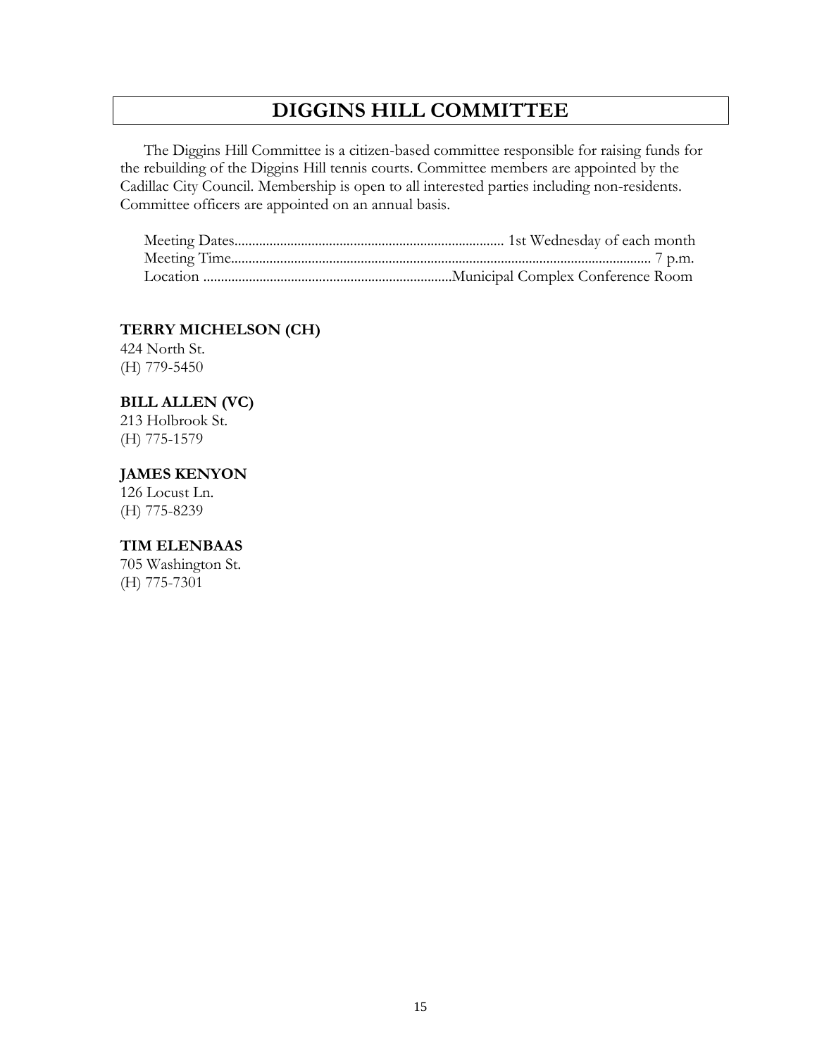# DIGGINS HILL COMMITTEE

The Diggins Hill Committee is a citizen-based committee responsible for raising funds for the rebuilding of the Diggins Hill tennis courts. Committee members are appointed by the Cadillac City Council. Membership is open to all interested parties including non-residents. Committee officers are appointed on an annual basis.

Meeting Dates............................................................................ 1st Wednesday of each month
Meeting Time..................................................................................................................... 7 p.m.
Location ......................................................................Municipal Complex Conference Room

**TERRY MICHELSON (CH)**
424 North St.
(H) 779-5450

**BILL ALLEN (VC)**
213 Holbrook St.
(H) 775-1579

**JAMES KENYON**
126 Locust Ln.
(H) 775-8239

**TIM ELENBAAS**
705 Washington St.
(H) 775-7301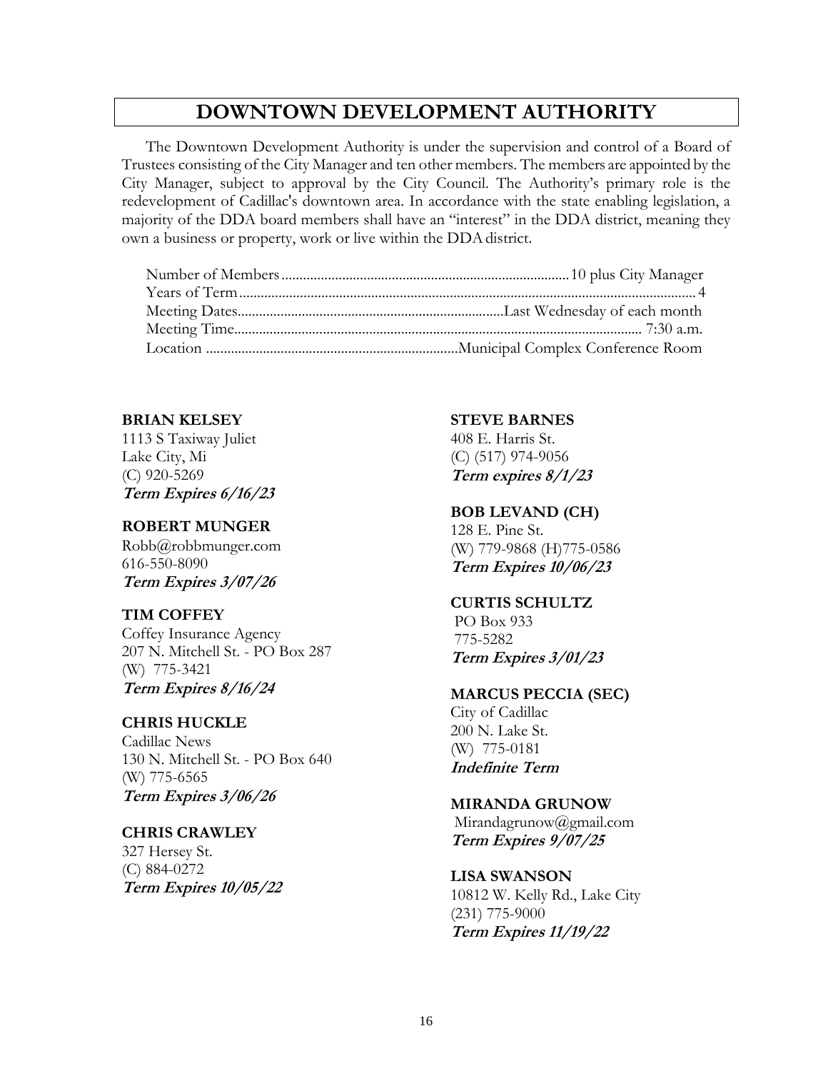# DOWNTOWN DEVELOPMENT AUTHORITY

The Downtown Development Authority is under the supervision and control of a Board of Trustees consisting of the City Manager and ten other members. The members are appointed by the City Manager, subject to approval by the City Council. The Authority's primary role is the redevelopment of Cadillac's downtown area. In accordance with the state enabling legislation, a majority of the DDA board members shall have an "interest" in the DDA district, meaning they own a business or property, work or live within the DDA district.

Number of Members................................................................................10 plus City Manager
Years of Term.............................................................................................................................4
Meeting Dates...........................................................................Last Wednesday of each month
Meeting Time.................................................................................................................7:30 a.m.
Location .......................................................................Municipal Complex Conference Room

**BRIAN KELSEY**
1113 S Taxiway Juliet
Lake City, Mi
(C) 920-5269
***Term Expires 6/16/23***

**ROBERT MUNGER**
Robb@robbmunger.com
616-550-8090
***Term Expires 3/07/26***

**TIM COFFEY**
Coffey Insurance Agency
207 N. Mitchell St. - PO Box 287
(W) 775-3421
***Term Expires 8/16/24***

**CHRIS HUCKLE**
Cadillac News
130 N. Mitchell St. - PO Box 640
(W) 775-6565
***Term Expires 3/06/26***

**CHRIS CRAWLEY**
327 Hersey St.
(C) 884-0272
***Term Expires 10/05/22***

**STEVE BARNES**
408 E. Harris St.
(C) (517) 974-9056
***Term expires 8/1/23***

**BOB LEVAND (CH)**
128 E. Pine St.
(W) 779-9868 (H)775-0586
***Term Expires 10/06/23***

**CURTIS SCHULTZ**
PO Box 933
775-5282
***Term Expires 3/01/23***

**MARCUS PECCIA (SEC)**
City of Cadillac
200 N. Lake St.
(W) 775-0181
***Indefinite Term***

**MIRANDA GRUNOW**
Mirandagrunow@gmail.com
***Term Expires 9/07/25***

**LISA SWANSON**
10812 W. Kelly Rd., Lake City
(231) 775-9000
***Term Expires 11/19/22***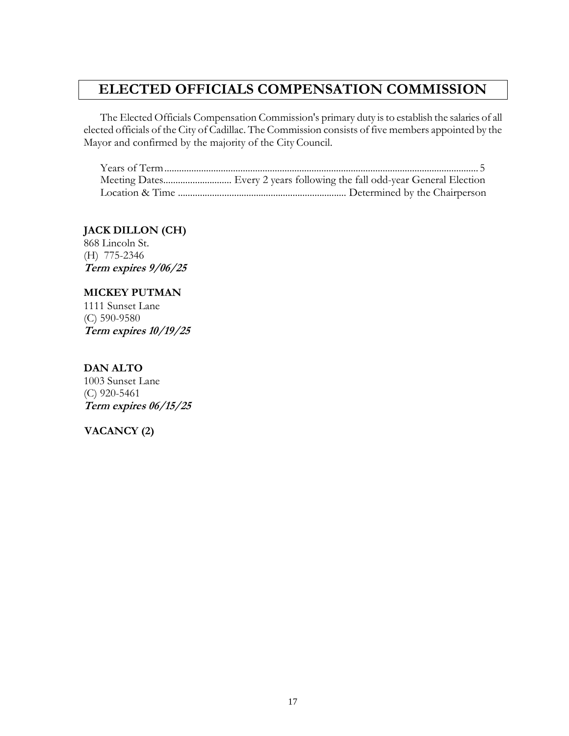# ELECTED OFFICIALS COMPENSATION COMMISSION

The Elected Officials Compensation Commission's primary duty is to establish the salaries of all elected officials of the City of Cadillac. The Commission consists of five members appointed by the Mayor and confirmed by the majority of the City Council.

Years of Term............................................................................................................................ 5
Meeting Dates............................ Every 2 years following the fall odd-year General Election
Location & Time .................................................................... Determined by the Chairperson

**JACK DILLON (CH)**
868 Lincoln St.
(H) 775-2346
***Term expires 9/06/25***

**MICKEY PUTMAN**
1111 Sunset Lane
(C) 590-9580
***Term expires 10/19/25***

**DAN ALTO**
1003 Sunset Lane
(C) 920-5461
***Term expires 06/15/25***

**VACANCY (2)**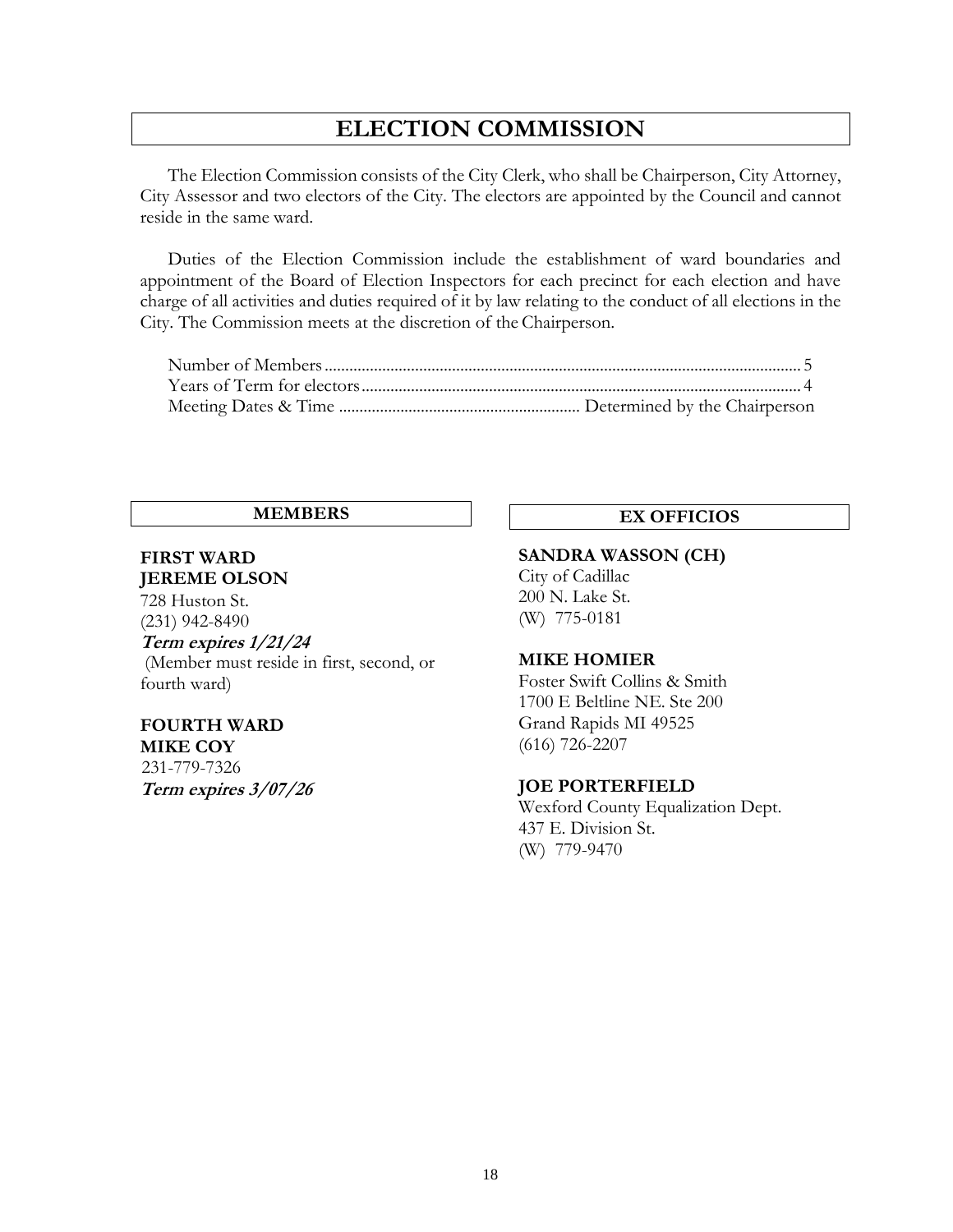# ELECTION COMMISSION

The Election Commission consists of the City Clerk, who shall be Chairperson, City Attorney, City Assessor and two electors of the City. The electors are appointed by the Council and cannot reside in the same ward.

Duties of the Election Commission include the establishment of ward boundaries and appointment of the Board of Election Inspectors for each precinct for each election and have charge of all activities and duties required of it by law relating to the conduct of all elections in the City. The Commission meets at the discretion of the Chairperson.

Number of Members .................................................................... 5
Years of Term for electors .............................................................. 4
Meeting Dates & Time ........................................ Determined by the Chairperson

## MEMBERS

**FIRST WARD**
**JEREME OLSON**
728 Huston St.
(231) 942-8490
***Term expires 1/21/24***
(Member must reside in first, second, or fourth ward)

**FOURTH WARD**
**MIKE COY**
231-779-7326
***Term expires 3/07/26***

## EX OFFICIOS

**SANDRA WASSON (CH)**
City of Cadillac
200 N. Lake St.
(W) 775-0181

**MIKE HOMIER**
Foster Swift Collins & Smith
1700 E Beltline NE. Ste 200
Grand Rapids MI 49525
(616) 726-2207

**JOE PORTERFIELD**
Wexford County Equalization Dept.
437 E. Division St.
(W) 779-9470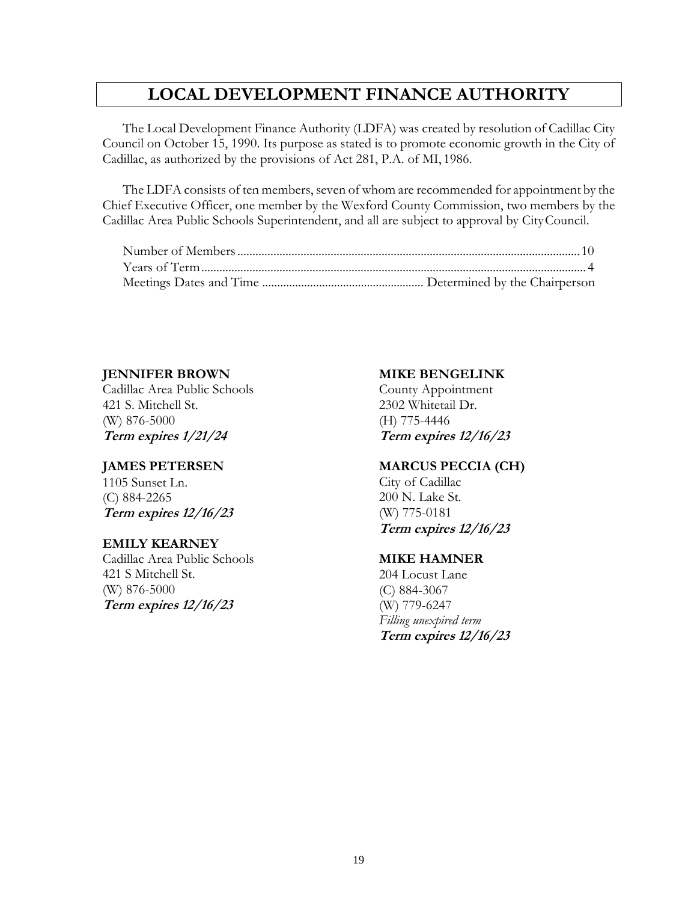# LOCAL DEVELOPMENT FINANCE AUTHORITY

The Local Development Finance Authority (LDFA) was created by resolution of Cadillac City Council on October 15, 1990. Its purpose as stated is to promote economic growth in the City of Cadillac, as authorized by the provisions of Act 281, P.A. of MI, 1986.

The LDFA consists of ten members, seven of whom are recommended for appointment by the Chief Executive Officer, one member by the Wexford County Commission, two members by the Cadillac Area Public Schools Superintendent, and all are subject to approval by City Council.

Number of Members ................................................ 10
Years of Term ................................................ 4
Meetings Dates and Time ................................................ Determined by the Chairperson

**JENNIFER BROWN**
Cadillac Area Public Schools
421 S. Mitchell St.
(W) 876-5000
***Term expires 1/21/24***

**JAMES PETERSEN**
1105 Sunset Ln.
(C) 884-2265
***Term expires 12/16/23***

**EMILY KEARNEY**
Cadillac Area Public Schools
421 S Mitchell St.
(W) 876-5000
***Term expires 12/16/23***

**MIKE BENGELINK**
County Appointment
2302 Whitetail Dr.
(H) 775-4446
***Term expires 12/16/23***

**MARCUS PECCIA (CH)**
City of Cadillac
200 N. Lake St.
(W) 775-0181
***Term expires 12/16/23***

**MIKE HAMNER**
204 Locust Lane
(C) 884-3067
(W) 779-6247
*Filling unexpired term*
***Term expires 12/16/23***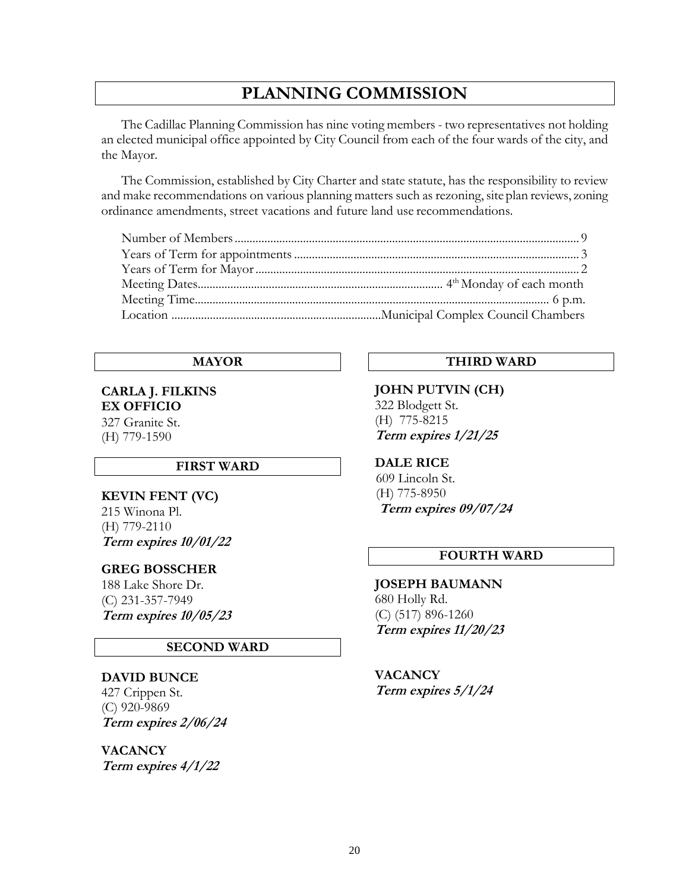# PLANNING COMMISSION

The Cadillac Planning Commission has nine voting members - two representatives not holding an elected municipal office appointed by City Council from each of the four wards of the city, and the Mayor.

The Commission, established by City Charter and state statute, has the responsibility to review and make recommendations on various planning matters such as rezoning, site plan reviews, zoning ordinance amendments, street vacations and future land use recommendations.

Number of Members .................. 9
Years of Term for appointments .................. 3
Years of Term for Mayor .................. 2
Meeting Dates .................. 4th Monday of each month
Meeting Time .................. 6 p.m.
Location .................. Municipal Complex Council Chambers

## MAYOR

**CARLA J. FILKINS**
**EX OFFICIO**
327 Granite St.
(H) 779-1590

## FIRST WARD

**KEVIN FENT (VC)**
215 Winona Pl.
(H) 779-2110
***Term expires 10/01/22***

**GREG BOSSCHER**
188 Lake Shore Dr.
(C) 231-357-7949
***Term expires 10/05/23***

## SECOND WARD

**DAVID BUNCE**
427 Crippen St.
(C) 920-9869
***Term expires 2/06/24***

**VACANCY**
***Term expires 4/1/22***

## THIRD WARD

**JOHN PUTVIN (CH)**
322 Blodgett St.
(H) 775-8215
***Term expires 1/21/25***

**DALE RICE**
609 Lincoln St.
(H) 775-8950
***Term expires 09/07/24***

## FOURTH WARD

**JOSEPH BAUMANN**
680 Holly Rd.
(C) (517) 896-1260
***Term expires 11/20/23***

**VACANCY**
***Term expires 5/1/24***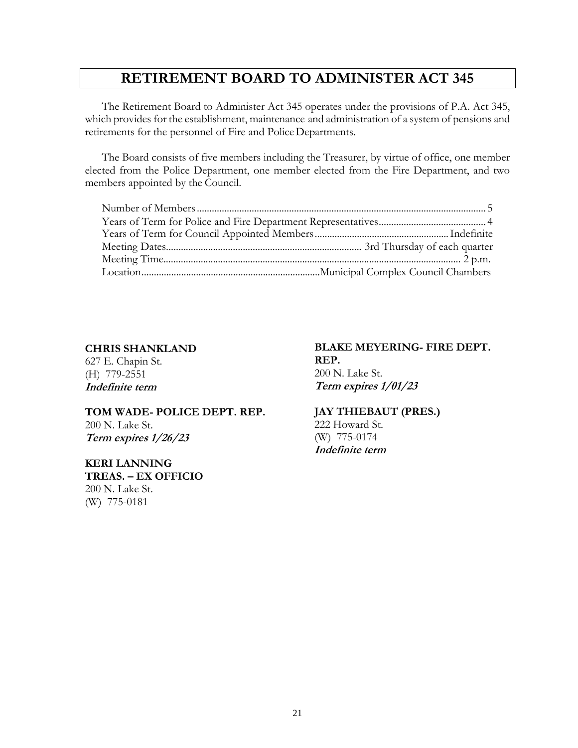# RETIREMENT BOARD TO ADMINISTER ACT 345

The Retirement Board to Administer Act 345 operates under the provisions of P.A. Act 345, which provides for the establishment, maintenance and administration of a system of pensions and retirements for the personnel of Fire and Police Departments.

The Board consists of five members including the Treasurer, by virtue of office, one member elected from the Police Department, one member elected from the Fire Department, and two members appointed by the Council.

| | |
|---|---|
| Number of Members | 5 |
| Years of Term for Police and Fire Department Representatives | 4 |
| Years of Term for Council Appointed Members | Indefinite |
| Meeting Dates | 3rd Thursday of each quarter |
| Meeting Time | 2 p.m. |
| Location | Municipal Complex Council Chambers |

**CHRIS SHANKLAND**
627 E. Chapin St.
(H) 779-2551
***Indefinite term***

**TOM WADE- POLICE DEPT. REP.**
200 N. Lake St.
***Term expires 1/26/23***

**KERI LANNING**
**TREAS. – EX OFFICIO**
200 N. Lake St.
(W) 775-0181

**BLAKE MEYERING- FIRE DEPT. REP.**
200 N. Lake St.
***Term expires 1/01/23***

**JAY THIEBAUT (PRES.)**
222 Howard St.
(W) 775-0174
***Indefinite term***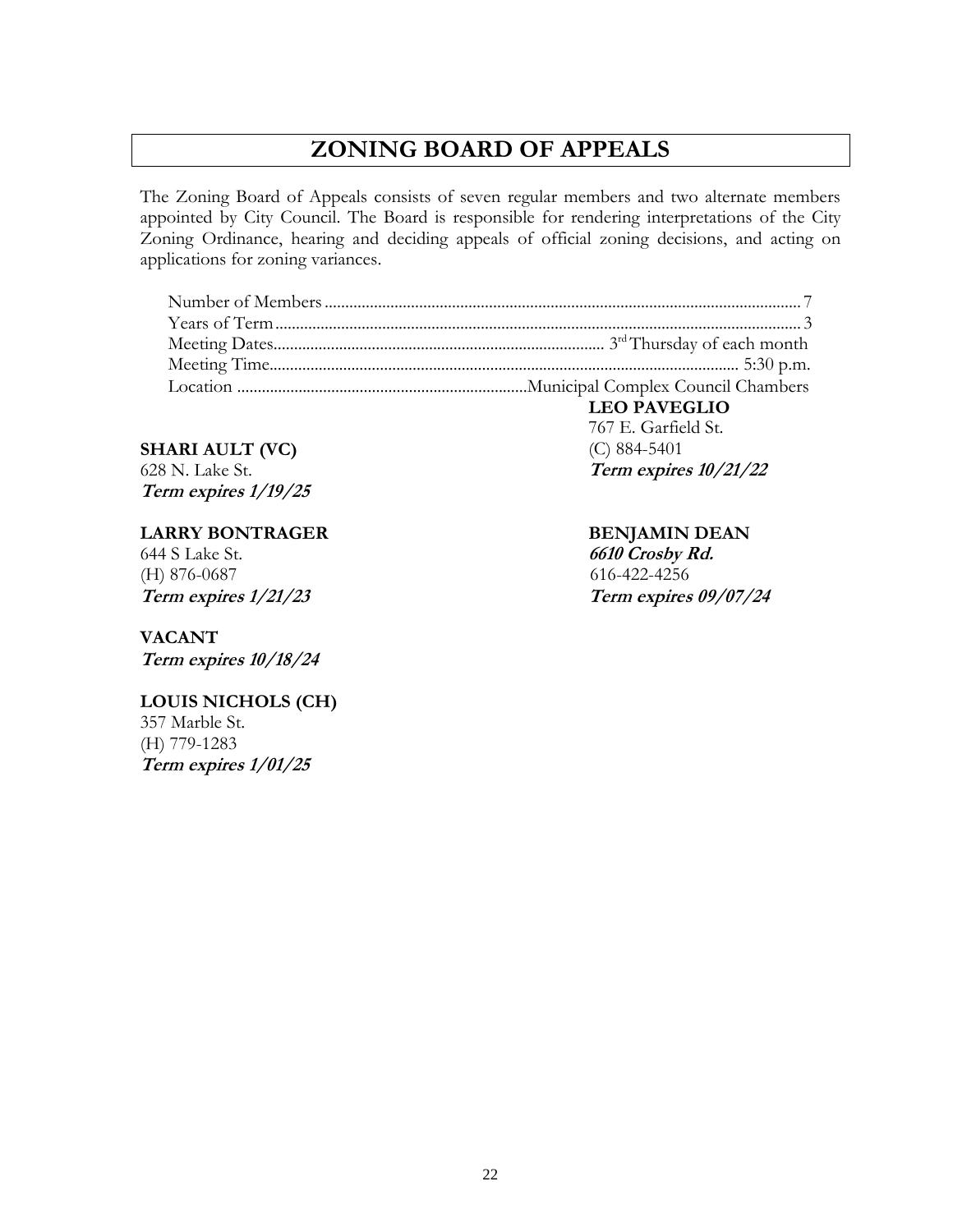# ZONING BOARD OF APPEALS

The Zoning Board of Appeals consists of seven regular members and two alternate members appointed by City Council. The Board is responsible for rendering interpretations of the City Zoning Ordinance, hearing and deciding appeals of official zoning decisions, and acting on applications for zoning variances.

Number of Members ........................................................ 7
Years of Term ........................................................ 3
Meeting Dates ........................................................ 3rd Thursday of each month
Meeting Time ........................................................ 5:30 p.m.
Location ........................................................ Municipal Complex Council Chambers

**SHARI AULT (VC)**
628 N. Lake St.
***Term expires 1/19/25***

**LARRY BONTRAGER**
644 S Lake St.
(H) 876-0687
***Term expires 1/21/23***

**VACANT**
***Term expires 10/18/24***

**LOUIS NICHOLS (CH)**
357 Marble St.
(H) 779-1283
***Term expires 1/01/25***

**LEO PAVEGLIO**
767 E. Garfield St.
(C) 884-5401
***Term expires 10/21/22***

**BENJAMIN DEAN**
***6610 Crosby Rd.***
616-422-4256
***Term expires 09/07/24***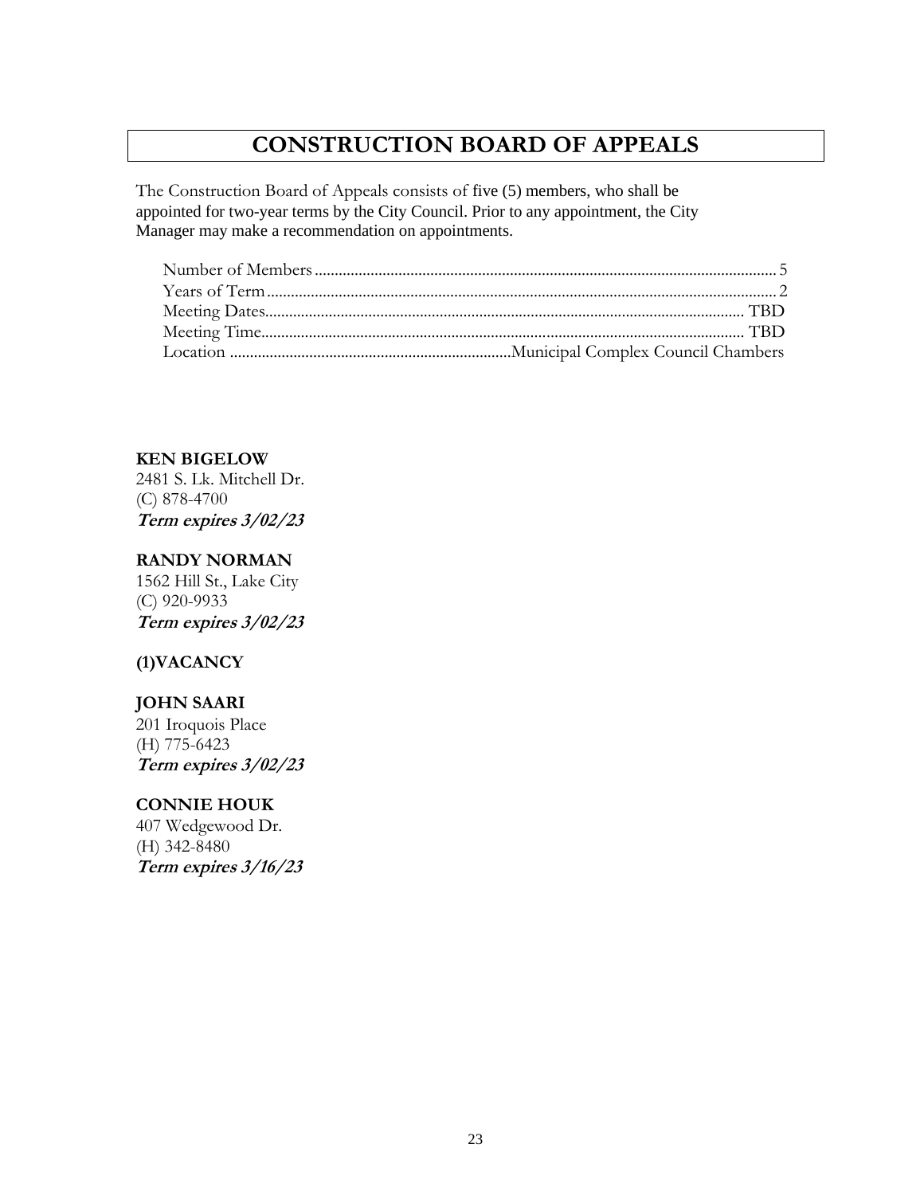# CONSTRUCTION BOARD OF APPEALS

The Construction Board of Appeals consists of five (5) members, who shall be appointed for two-year terms by the City Council. Prior to any appointment, the City Manager may make a recommendation on appointments.

| | |
|---|---|
| Number of Members | 5 |
| Years of Term | 2 |
| Meeting Dates | TBD |
| Meeting Time | TBD |
| Location | Municipal Complex Council Chambers |

**KEN BIGELOW**
2481 S. Lk. Mitchell Dr.
(C) 878-4700
***Term expires 3/02/23***

**RANDY NORMAN**
1562 Hill St., Lake City
(C) 920-9933
***Term expires 3/02/23***

**(1)VACANCY**

**JOHN SAARI**
201 Iroquois Place
(H) 775-6423
***Term expires 3/02/23***

**CONNIE HOUK**
407 Wedgewood Dr.
(H) 342-8480
***Term expires 3/16/23***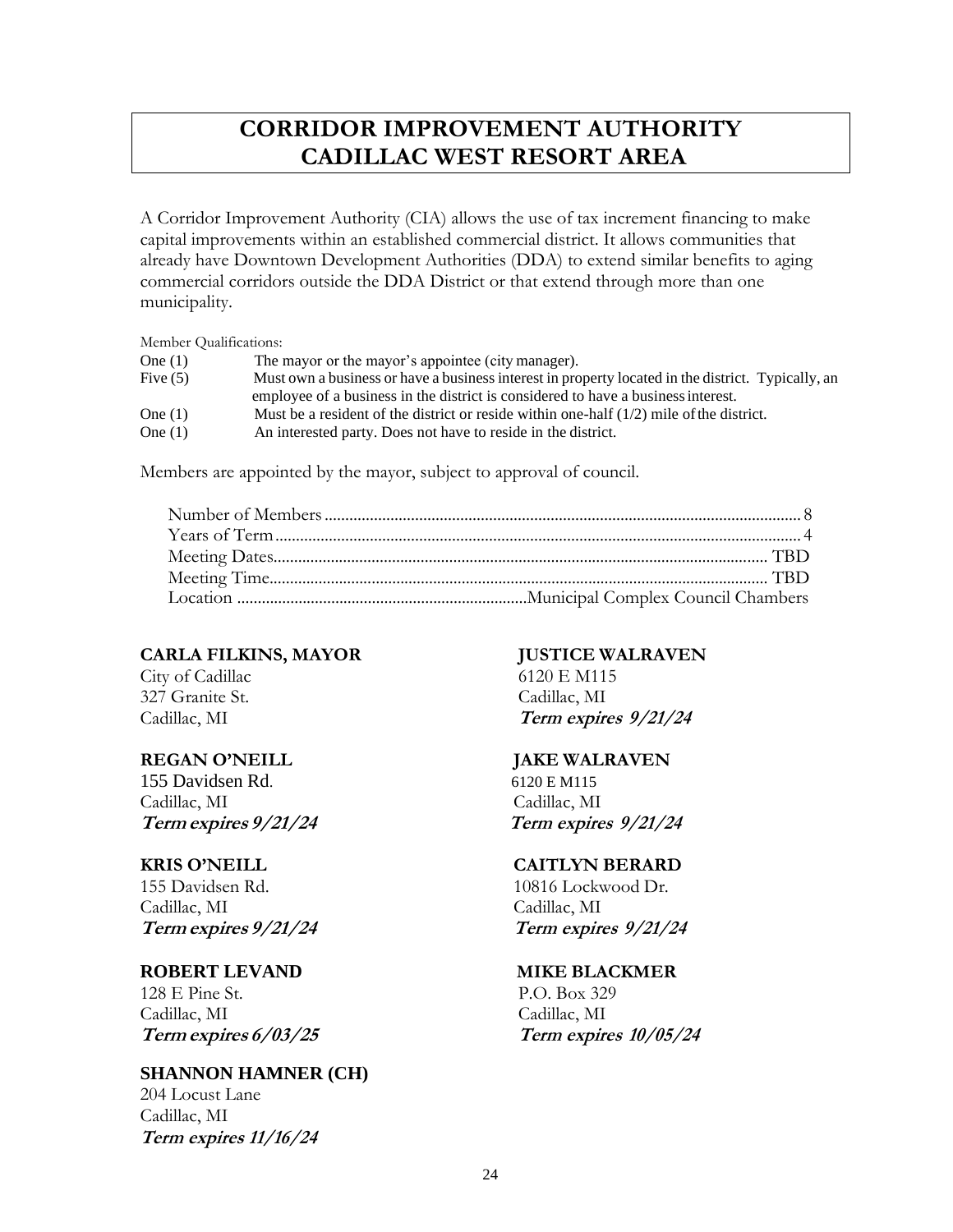# CORRIDOR IMPROVEMENT AUTHORITY
# CADILLAC WEST RESORT AREA

A Corridor Improvement Authority (CIA) allows the use of tax increment financing to make capital improvements within an established commercial district. It allows communities that already have Downtown Development Authorities (DDA) to extend similar benefits to aging commercial corridors outside the DDA District or that extend through more than one municipality.

Member Qualifications:

| | |
|---|---|
| One (1) | The mayor or the mayor's appointee (city manager). |
| Five (5) | Must own a business or have a business interest in property located in the district. Typically, an employee of a business in the district is considered to have a business interest. |
| One (1) | Must be a resident of the district or reside within one-half (1/2) mile of the district. |
| One (1) | An interested party. Does not have to reside in the district. |

Members are appointed by the mayor, subject to approval of council.

| | |
|---|---|
| Number of Members | 8 |
| Years of Term | 4 |
| Meeting Dates | TBD |
| Meeting Time | TBD |
| Location | Municipal Complex Council Chambers |

**CARLA FILKINS, MAYOR**
City of Cadillac
327 Granite St.
Cadillac, MI

**REGAN O'NEILL**
155 Davidsen Rd.
Cadillac, MI
***Term expires 9/21/24***

**KRIS O'NEILL**
155 Davidsen Rd.
Cadillac, MI
***Term expires 9/21/24***

**ROBERT LEVAND**
128 E Pine St.
Cadillac, MI
***Term expires 6/03/25***

**SHANNON HAMNER (CH)**
204 Locust Lane
Cadillac, MI
***Term expires 11/16/24***

**JUSTICE WALRAVEN**
6120 E M115
Cadillac, MI
***Term expires 9/21/24***

**JAKE WALRAVEN**
6120 E M115
Cadillac, MI
***Term expires 9/21/24***

**CAITLYN BERARD**
10816 Lockwood Dr.
Cadillac, MI
***Term expires 9/21/24***

**MIKE BLACKMER**
P.O. Box 329
Cadillac, MI
***Term expires 10/05/24***